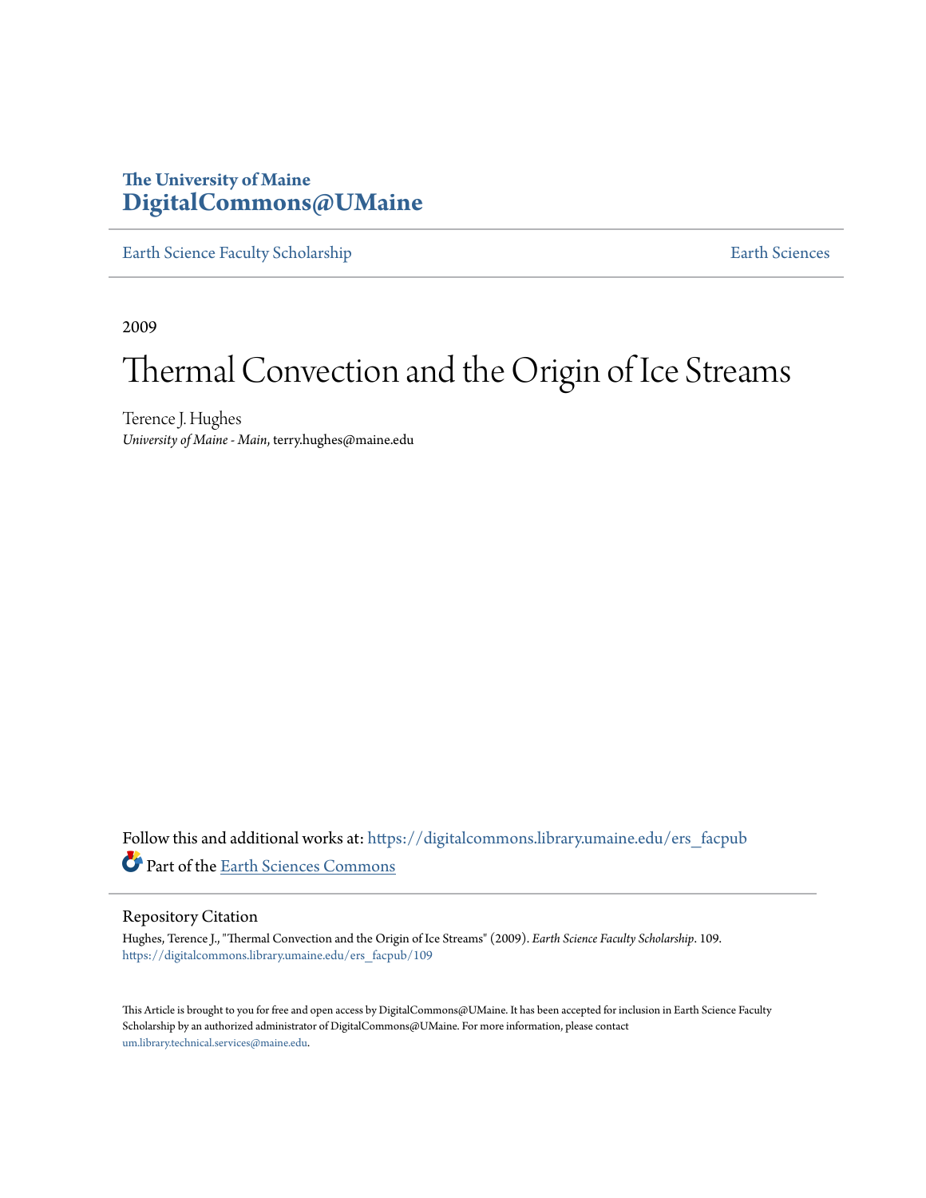The University of Maine
**DigitalCommons@UMaine**

Earth Science Faculty Scholarship | Earth Sciences

2009

# Thermal Convection and the Origin of Ice Streams

Terence J. Hughes
*University of Maine - Main*, terry.hughes@maine.edu

Follow this and additional works at: https://digitalcommons.library.umaine.edu/ers_facpub

Part of the Earth Sciences Commons

## Repository Citation

Hughes, Terence J., "Thermal Convection and the Origin of Ice Streams" (2009). *Earth Science Faculty Scholarship*. 109.
https://digitalcommons.library.umaine.edu/ers_facpub/109

This Article is brought to you for free and open access by DigitalCommons@UMaine. It has been accepted for inclusion in Earth Science Faculty Scholarship by an authorized administrator of DigitalCommons@UMaine. For more information, please contact um.library.technical.services@maine.edu.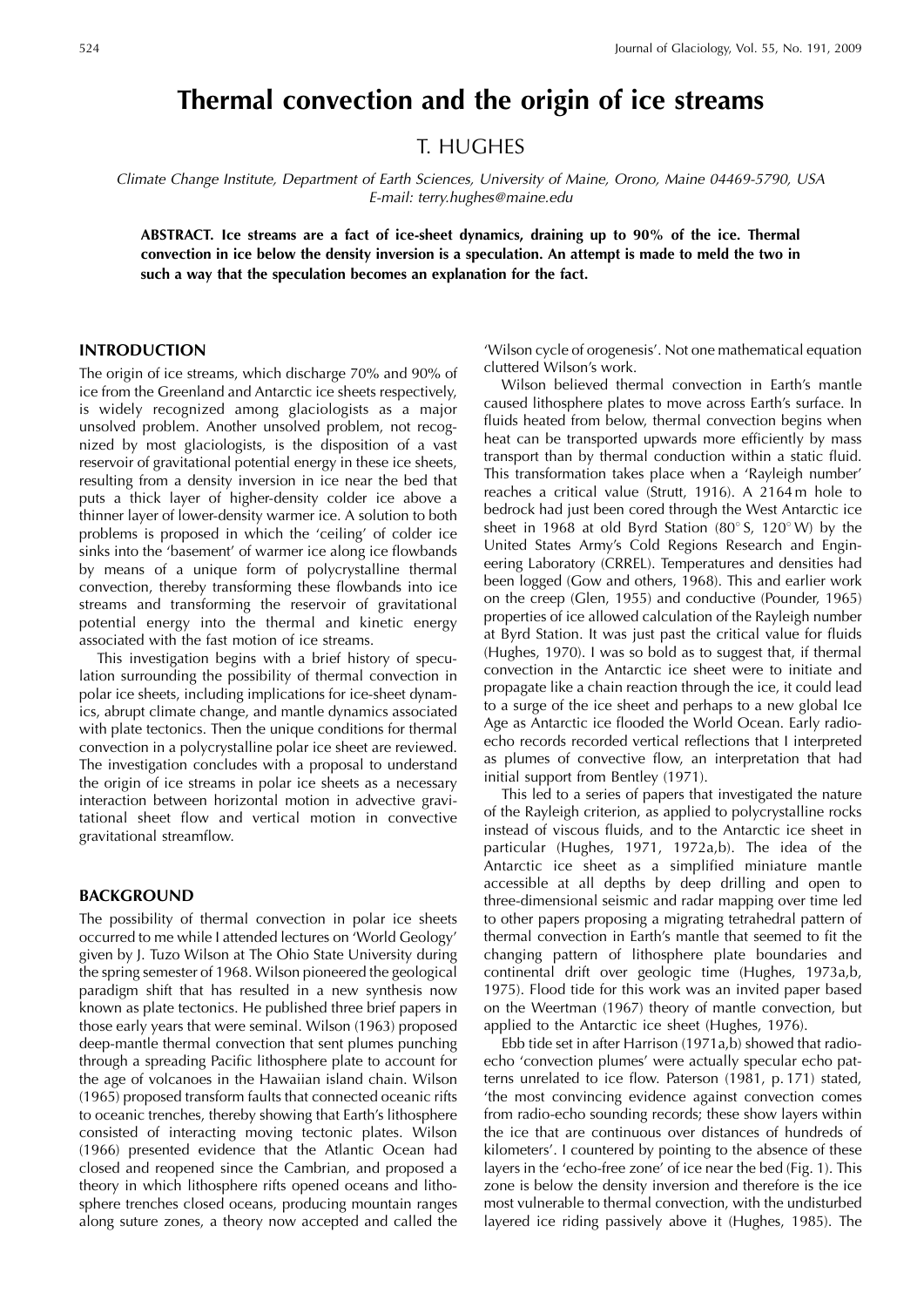# Thermal convection and the origin of ice streams

T. HUGHES

*Climate Change Institute, Department of Earth Sciences, University of Maine, Orono, Maine 04469-5790, USA*
*E-mail: terry.hughes@maine.edu*

**ABSTRACT. Ice streams are a fact of ice-sheet dynamics, draining up to 90% of the ice. Thermal convection in ice below the density inversion is a speculation. An attempt is made to meld the two in such a way that the speculation becomes an explanation for the fact.**

## INTRODUCTION

The origin of ice streams, which discharge 70% and 90% of ice from the Greenland and Antarctic ice sheets respectively, is widely recognized among glaciologists as a major unsolved problem. Another unsolved problem, not recognized by most glaciologists, is the disposition of a vast reservoir of gravitational potential energy in these ice sheets, resulting from a density inversion in ice near the bed that puts a thick layer of higher-density colder ice above a thinner layer of lower-density warmer ice. A solution to both problems is proposed in which the 'ceiling' of colder ice sinks into the 'basement' of warmer ice along ice flowbands by means of a unique form of polycrystalline thermal convection, thereby transforming these flowbands into ice streams and transforming the reservoir of gravitational potential energy into the thermal and kinetic energy associated with the fast motion of ice streams.

This investigation begins with a brief history of speculation surrounding the possibility of thermal convection in polar ice sheets, including implications for ice-sheet dynamics, abrupt climate change, and mantle dynamics associated with plate tectonics. Then the unique conditions for thermal convection in a polycrystalline polar ice sheet are reviewed. The investigation concludes with a proposal to understand the origin of ice streams in polar ice sheets as a necessary interaction between horizontal motion in advective gravitational sheet flow and vertical motion in convective gravitational streamflow.

## BACKGROUND

The possibility of thermal convection in polar ice sheets occurred to me while I attended lectures on 'World Geology' given by J. Tuzo Wilson at The Ohio State University during the spring semester of 1968. Wilson pioneered the geological paradigm shift that has resulted in a new synthesis now known as plate tectonics. He published three brief papers in those early years that were seminal. Wilson (1963) proposed deep-mantle thermal convection that sent plumes punching through a spreading Pacific lithosphere plate to account for the age of volcanoes in the Hawaiian island chain. Wilson (1965) proposed transform faults that connected oceanic rifts to oceanic trenches, thereby showing that Earth's lithosphere consisted of interacting moving tectonic plates. Wilson (1966) presented evidence that the Atlantic Ocean had closed and reopened since the Cambrian, and proposed a theory in which lithosphere rifts opened oceans and lithosphere trenches closed oceans, producing mountain ranges along suture zones, a theory now accepted and called the 'Wilson cycle of orogenesis'. Not one mathematical equation cluttered Wilson's work.

Wilson believed thermal convection in Earth's mantle caused lithosphere plates to move across Earth's surface. In fluids heated from below, thermal convection begins when heat can be transported upwards more efficiently by mass transport than by thermal conduction within a static fluid. This transformation takes place when a 'Rayleigh number' reaches a critical value (Strutt, 1916). A 2164 m hole to bedrock had just been cored through the West Antarctic ice sheet in 1968 at old Byrd Station (80° S, 120° W) by the United States Army's Cold Regions Research and Engineering Laboratory (CRREL). Temperatures and densities had been logged (Gow and others, 1968). This and earlier work on the creep (Glen, 1955) and conductive (Pounder, 1965) properties of ice allowed calculation of the Rayleigh number at Byrd Station. It was just past the critical value for fluids (Hughes, 1970). I was so bold as to suggest that, if thermal convection in the Antarctic ice sheet were to initiate and propagate like a chain reaction through the ice, it could lead to a surge of the ice sheet and perhaps to a new global Ice Age as Antarctic ice flooded the World Ocean. Early radio-echo records recorded vertical reflections that I interpreted as plumes of convective flow, an interpretation that had initial support from Bentley (1971).

This led to a series of papers that investigated the nature of the Rayleigh criterion, as applied to polycrystalline rocks instead of viscous fluids, and to the Antarctic ice sheet in particular (Hughes, 1971, 1972a,b). The idea of the Antarctic ice sheet as a simplified miniature mantle accessible at all depths by deep drilling and open to three-dimensional seismic and radar mapping over time led to other papers proposing a migrating tetrahedral pattern of thermal convection in Earth's mantle that seemed to fit the changing pattern of lithosphere plate boundaries and continental drift over geologic time (Hughes, 1973a,b, 1975). Flood tide for this work was an invited paper based on the Weertman (1967) theory of mantle convection, but applied to the Antarctic ice sheet (Hughes, 1976).

Ebb tide set in after Harrison (1971a,b) showed that radio-echo 'convection plumes' were actually specular echo patterns unrelated to ice flow. Paterson (1981, p. 171) stated, 'the most convincing evidence against convection comes from radio-echo sounding records; these show layers within the ice that are continuous over distances of hundreds of kilometers'. I countered by pointing to the absence of these layers in the 'echo-free zone' of ice near the bed (Fig. 1). This zone is below the density inversion and therefore is the ice most vulnerable to thermal convection, with the undisturbed layered ice riding passively above it (Hughes, 1985). The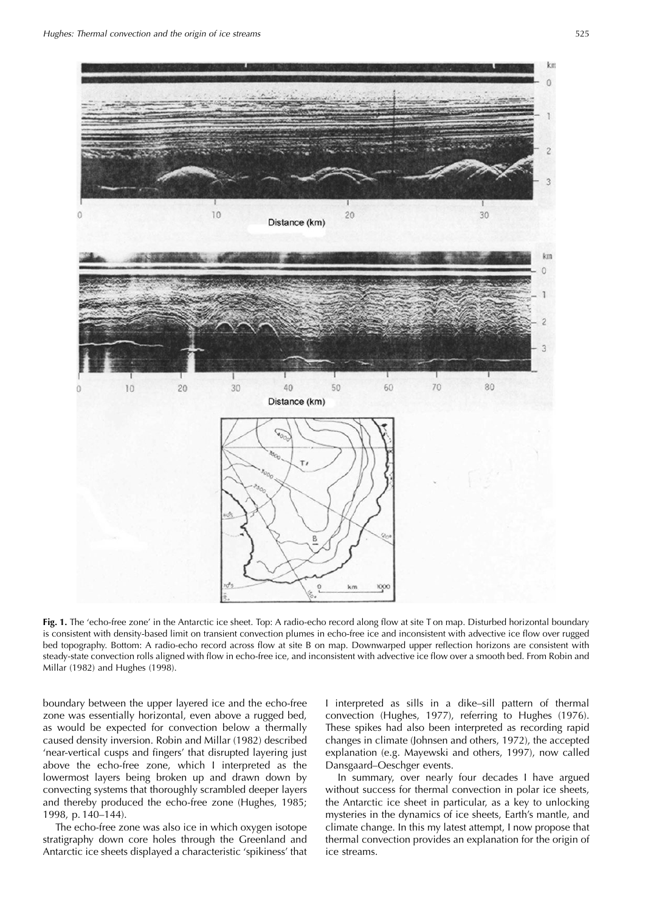**Fig. 1.** The 'echo-free zone' in the Antarctic ice sheet. Top: A radio-echo record along flow at site T on map. Disturbed horizontal boundary is consistent with density-based limit on transient convection plumes in echo-free ice and inconsistent with advective ice flow over rugged bed topography. Bottom: A radio-echo record across flow at site B on map. Downwarped upper reflection horizons are consistent with steady-state convection rolls aligned with flow in echo-free ice, and inconsistent with advective ice flow over a smooth bed. From Robin and Millar (1982) and Hughes (1998).

boundary between the upper layered ice and the echo-free zone was essentially horizontal, even above a rugged bed, as would be expected for convection below a thermally caused density inversion. Robin and Millar (1982) described 'near-vertical cusps and fingers' that disrupted layering just above the echo-free zone, which I interpreted as the lowermost layers being broken up and drawn down by convecting systems that thoroughly scrambled deeper layers and thereby produced the echo-free zone (Hughes, 1985; 1998, p. 140–144).

The echo-free zone was also ice in which oxygen isotope stratigraphy down core holes through the Greenland and Antarctic ice sheets displayed a characteristic 'spikiness' that I interpreted as sills in a dike–sill pattern of thermal convection (Hughes, 1977), referring to Hughes (1976). These spikes had also been interpreted as recording rapid changes in climate (Johnsen and others, 1972), the accepted explanation (e.g. Mayewski and others, 1997), now called Dansgaard–Oeschger events.

In summary, over nearly four decades I have argued without success for thermal convection in polar ice sheets, the Antarctic ice sheet in particular, as a key to unlocking mysteries in the dynamics of ice sheets, Earth's mantle, and climate change. In this my latest attempt, I now propose that thermal convection provides an explanation for the origin of ice streams.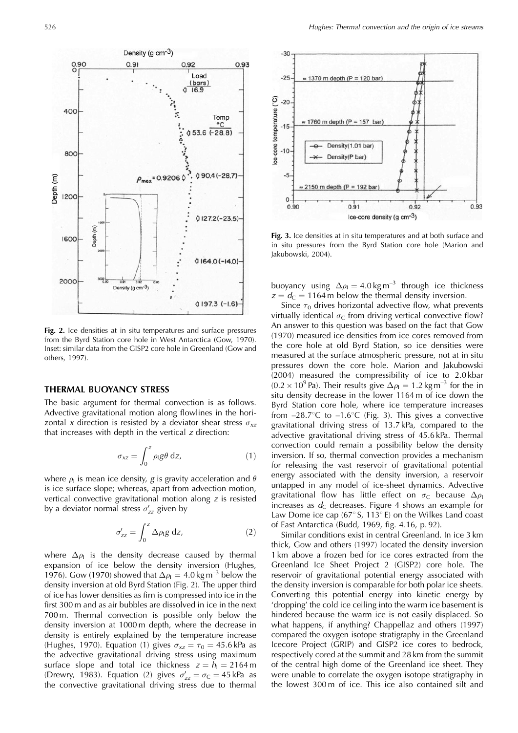Density (g cm⁻³)

0.90 0.91 0.92 0.93

Load (bars)

16.9

53.6 (-28.8)

Temp °C

$\rho_{max}$ = 0.9206

90.4 (-28.7)

127.2 (-23.5)

164.0 (-14.0)

197.3 (-1.6)

Depth (m)

0 400 800 1200 1600 2000

Depth (m)

Density (g cm⁻³)

**Fig. 2.** Ice densities at in situ temperatures and surface pressures from the Byrd Station core hole in West Antarctica (Gow, 1970). Inset: similar data from the GISP2 core hole in Greenland (Gow and others, 1997).

≈ 1370 m depth (P = 120 bar)

≈ 1760 m depth (P = 157 bar)

≈ 2150 m depth (P = 192 bar)

Density(1.01 bar)

Density(P bar)

Ice-core temperature (°C)

Ice-core density (g cm⁻³)

**Fig. 3.** Ice densities at in situ temperatures and at both surface and in situ pressures from the Byrd Station core hole (Marion and Jakubowski, 2004).

## THERMAL BUOYANCY STRESS

The basic argument for thermal convection is as follows. Advective gravitational motion along flowlines in the horizontal $x$ direction is resisted by a deviator shear stress $\sigma_{xz}$ that increases with depth in the vertical $z$ direction:

$$\sigma_{xz} = \int_0^z \rho_I g \theta \, dz, \tag{1}$$

where $\rho_I$ is mean ice density, $g$ is gravity acceleration and $\theta$ is ice surface slope; whereas, apart from advection motion, vertical convective gravitational motion along $z$ is resisted by a deviator normal stress $\sigma'_{zz}$ given by

$$\sigma'_{zz} = \int_0^z \Delta\rho_I g \, dz, \tag{2}$$

where $\Delta\rho_I$ is the density decrease caused by thermal expansion of ice below the density inversion (Hughes, 1976). Gow (1970) showed that $\Delta\rho_I = 4.0\,kg\,m^{-3}$ below the density inversion at old Byrd Station (Fig. 2). The upper third of ice has lower densities as firn is compressed into ice in the first 300 m and as air bubbles are dissolved in ice in the next 700 m. Thermal convection is possible only below the density inversion at 1000 m depth, where the decrease in density is entirely explained by the temperature increase (Hughes, 1970). Equation (1) gives $\sigma_{xz} = \tau_0 = 45.6\,kPa$ as the advective gravitational driving stress using maximum surface slope and total ice thickness $z = h_I = 2164\,m$ (Drewry, 1983). Equation (2) gives $\sigma'_{zz} = \sigma_C = 45\,kPa$ as the convective gravitational driving stress due to thermal buoyancy using $\Delta\rho_I = 4.0\,kg\,m^{-3}$ through ice thickness $z = d_C = 1164\,m$ below the thermal density inversion.

Since $\tau_0$ drives horizontal advective flow, what prevents virtually identical $\sigma_C$ from driving vertical convective flow? An answer to this question was based on the fact that Gow (1970) measured ice densities from ice cores removed from the core hole at old Byrd Station, so ice densities were measured at the surface atmospheric pressure, not at in situ pressures down the core hole. Marion and Jakubowski (2004) measured the compressibility of ice to 2.0 kbar ($0.2 \times 10^9$ Pa). Their results give $\Delta\rho_I = 1.2\,kg\,m^{-3}$ for the in situ density decrease in the lower 1164 m of ice down the Byrd Station core hole, where ice temperature increases from –28.7°C to –1.6°C (Fig. 3). This gives a convective gravitational driving stress of 13.7 kPa, compared to the advective gravitational driving stress of 45.6 kPa. Thermal convection could remain a possibility below the density inversion. If so, thermal convection provides a mechanism for releasing the vast reservoir of gravitational potential energy associated with the density inversion, a reservoir untapped in any model of ice-sheet dynamics. Advective gravitational flow has little effect on $\sigma_C$ because $\Delta\rho_I$ increases as $d_C$ decreases. Figure 4 shows an example for Law Dome ice cap (67° S, 113° E) on the Wilkes Land coast of East Antarctica (Budd, 1969, fig. 4.16, p. 92).

Similar conditions exist in central Greenland. In ice 3 km thick, Gow and others (1997) located the density inversion 1 km above a frozen bed for ice cores extracted from the Greenland Ice Sheet Project 2 (GISP2) core hole. The reservoir of gravitational potential energy associated with the density inversion is comparable for both polar ice sheets. Converting this potential energy into kinetic energy by 'dropping' the cold ice ceiling into the warm ice basement is hindered because the warm ice is not easily displaced. So what happens, if anything? Chappellaz and others (1997) compared the oxygen isotope stratigraphy in the Greenland Icecore Project (GRIP) and GISP2 ice cores to bedrock, respectively cored at the summit and 28 km from the summit of the central high dome of the Greenland ice sheet. They were unable to correlate the oxygen isotope stratigraphy in the lowest 300 m of ice. This ice also contained silt and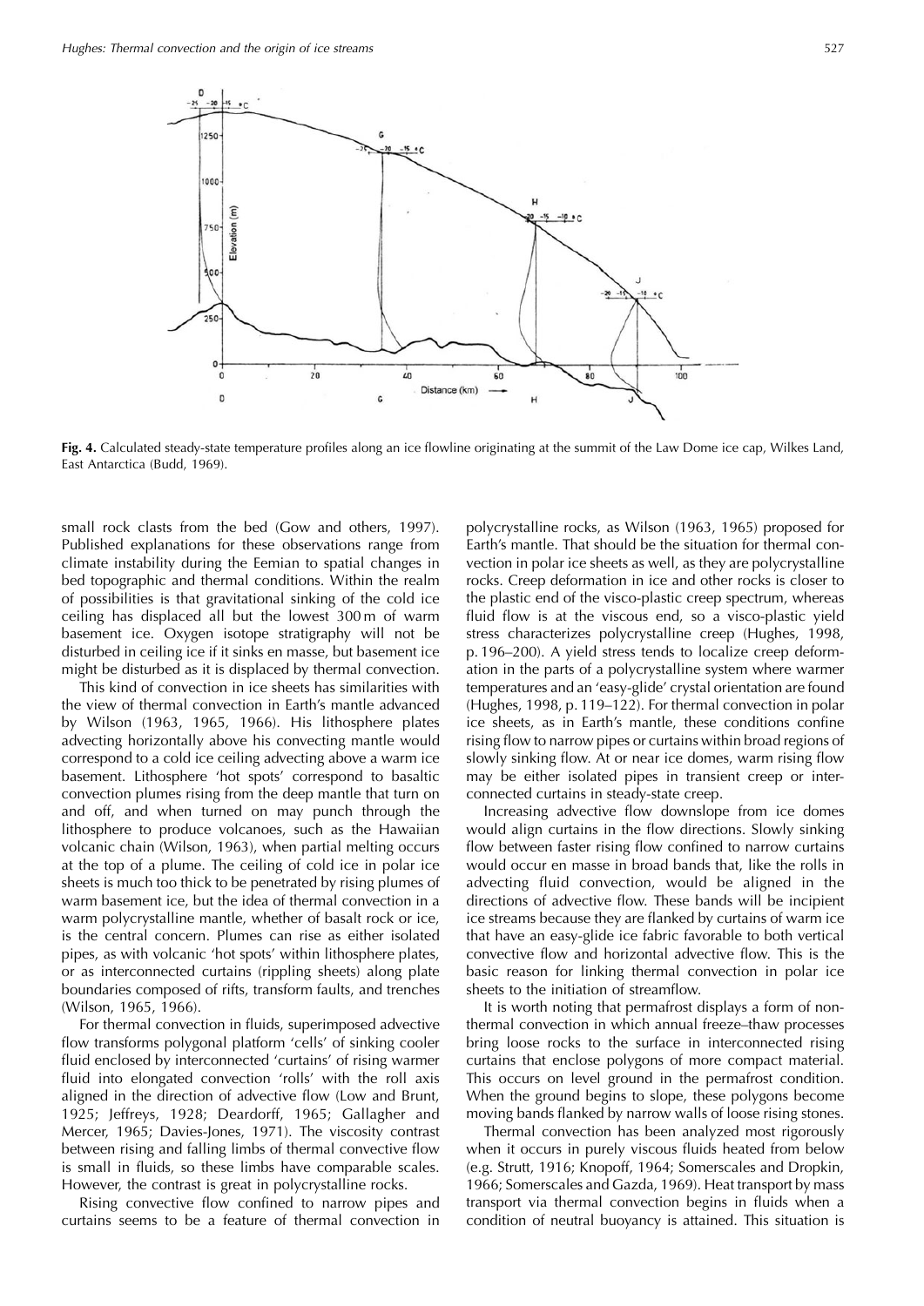D
-25 -20 -15 °C

G
-30 -20 -15 °C

H
-20 -15 -10 °C

J
-20 -15 -10 °C

1250
1000
750
500
250
0
Elevation (m)

0 20 40 60 80 100
Distance (km)

D G H J

**Fig. 4.** Calculated steady-state temperature profiles along an ice flowline originating at the summit of the Law Dome ice cap, Wilkes Land, East Antarctica (Budd, 1969).

small rock clasts from the bed (Gow and others, 1997). Published explanations for these observations range from climate instability during the Eemian to spatial changes in bed topographic and thermal conditions. Within the realm of possibilities is that gravitational sinking of the cold ice ceiling has displaced all but the lowest 300 m of warm basement ice. Oxygen isotope stratigraphy will not be disturbed in ceiling ice if it sinks en masse, but basement ice might be disturbed as it is displaced by thermal convection.

This kind of convection in ice sheets has similarities with the view of thermal convection in Earth's mantle advanced by Wilson (1963, 1965, 1966). His lithosphere plates advecting horizontally above his convecting mantle would correspond to a cold ice ceiling advecting above a warm ice basement. Lithosphere 'hot spots' correspond to basaltic convection plumes rising from the deep mantle that turn on and off, and when turned on may punch through the lithosphere to produce volcanoes, such as the Hawaiian volcanic chain (Wilson, 1963), when partial melting occurs at the top of a plume. The ceiling of cold ice in polar ice sheets is much too thick to be penetrated by rising plumes of warm basement ice, but the idea of thermal convection in a warm polycrystalline mantle, whether of basalt rock or ice, is the central concern. Plumes can rise as either isolated pipes, as with volcanic 'hot spots' within lithosphere plates, or as interconnected curtains (rippling sheets) along plate boundaries composed of rifts, transform faults, and trenches (Wilson, 1965, 1966).

For thermal convection in fluids, superimposed advective flow transforms polygonal platform 'cells' of sinking cooler fluid enclosed by interconnected 'curtains' of rising warmer fluid into elongated convection 'rolls' with the roll axis aligned in the direction of advective flow (Low and Brunt, 1925; Jeffreys, 1928; Deardorff, 1965; Gallagher and Mercer, 1965; Davies-Jones, 1971). The viscosity contrast between rising and falling limbs of thermal convective flow is small in fluids, so these limbs have comparable scales. However, the contrast is great in polycrystalline rocks.

Rising convective flow confined to narrow pipes and curtains seems to be a feature of thermal convection in polycrystalline rocks, as Wilson (1963, 1965) proposed for Earth's mantle. That should be the situation for thermal convection in polar ice sheets as well, as they are polycrystalline rocks. Creep deformation in ice and other rocks is closer to the plastic end of the visco-plastic creep spectrum, whereas fluid flow is at the viscous end, so a visco-plastic yield stress characterizes polycrystalline creep (Hughes, 1998, p. 196–200). A yield stress tends to localize creep deformation in the parts of a polycrystalline system where warmer temperatures and an 'easy-glide' crystal orientation are found (Hughes, 1998, p. 119–122). For thermal convection in polar ice sheets, as in Earth's mantle, these conditions confine rising flow to narrow pipes or curtains within broad regions of slowly sinking flow. At or near ice domes, warm rising flow may be either isolated pipes in transient creep or interconnected curtains in steady-state creep.

Increasing advective flow downslope from ice domes would align curtains in the flow directions. Slowly sinking flow between faster rising flow confined to narrow curtains would occur en masse in broad bands that, like the rolls in advecting fluid convection, would be aligned in the directions of advective flow. These bands will be incipient ice streams because they are flanked by curtains of warm ice that have an easy-glide ice fabric favorable to both vertical convective flow and horizontal advective flow. This is the basic reason for linking thermal convection in polar ice sheets to the initiation of streamflow.

It is worth noting that permafrost displays a form of nonthermal convection in which annual freeze–thaw processes bring loose rocks to the surface in interconnected rising curtains that enclose polygons of more compact material. This occurs on level ground in the permafrost condition. When the ground begins to slope, these polygons become moving bands flanked by narrow walls of loose rising stones.

Thermal convection has been analyzed most rigorously when it occurs in purely viscous fluids heated from below (e.g. Strutt, 1916; Knopoff, 1964; Somerscales and Dropkin, 1966; Somerscales and Gazda, 1969). Heat transport by mass transport via thermal convection begins in fluids when a condition of neutral buoyancy is attained. This situation is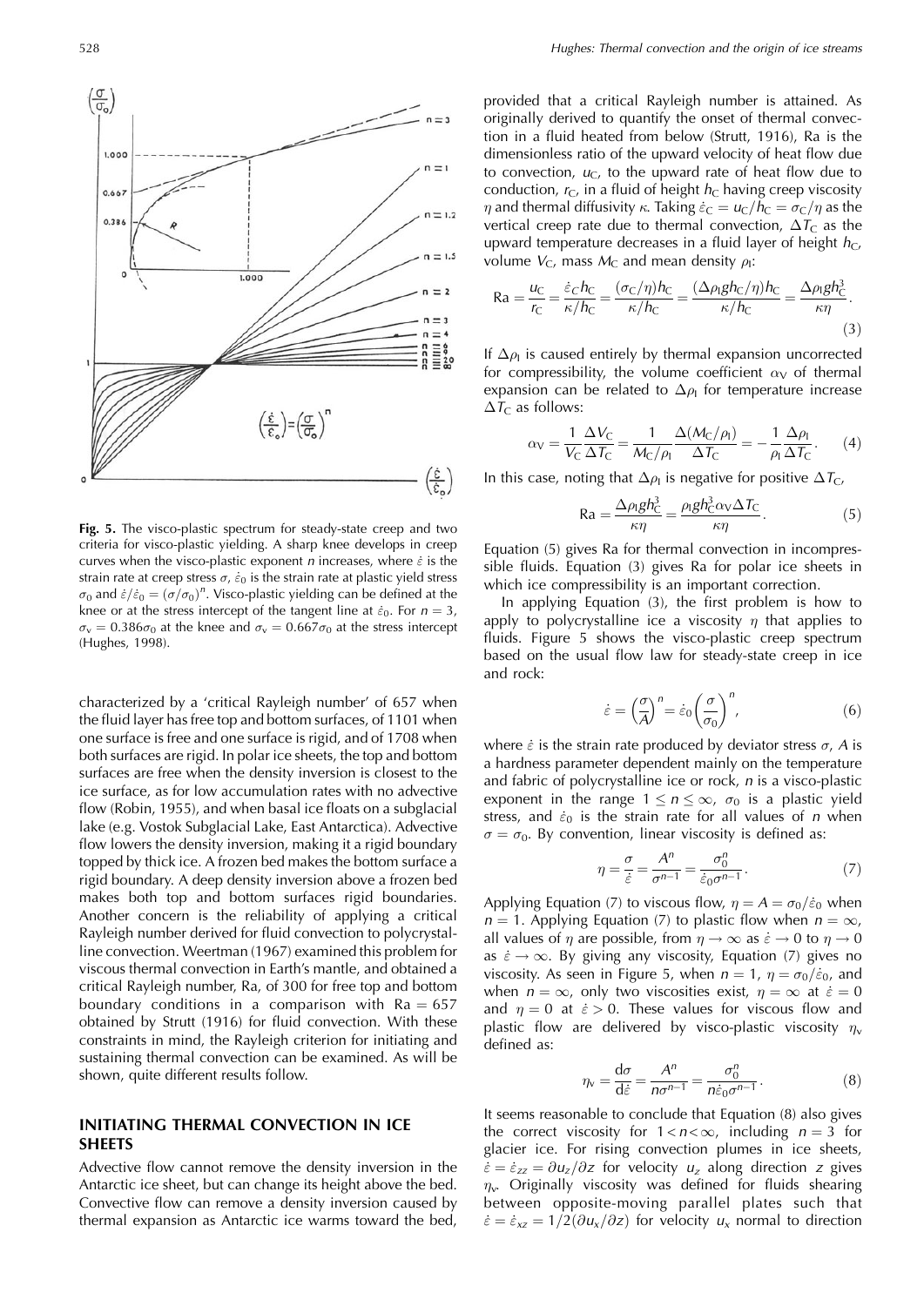$\left(\frac{\sigma}{\sigma_0}\right)$

1.000

0.667

0.386

R

0

1.000

n = 3

n = 1

n = 1.2

n = 1.5

n = 2

n = 3

n = 4

n = 6

n = 8

n = 10

n = 20

n = ∞

1

0

$\left(\frac{\dot{\varepsilon}}{\dot{\varepsilon}_0}\right) = \left(\frac{\sigma}{\sigma_0}\right)^n$

$\left(\frac{\dot{\varepsilon}}{\dot{\varepsilon}_0}\right)$

**Fig. 5.** The visco-plastic spectrum for steady-state creep and two criteria for visco-plastic yielding. A sharp knee develops in creep curves when the visco-plastic exponent $n$ increases, where $\dot{\varepsilon}$ is the strain rate at creep stress $\sigma$, $\dot{\varepsilon}_0$ is the strain rate at plastic yield stress $\sigma_0$ and $\dot{\varepsilon}/\dot{\varepsilon}_0 = (\sigma/\sigma_0)^n$. Visco-plastic yielding can be defined at the knee or at the stress intercept of the tangent line at $\dot{\varepsilon}_0$. For $n = 3$, $\sigma_v = 0.386\sigma_0$ at the knee and $\sigma_v = 0.667\sigma_0$ at the stress intercept (Hughes, 1998).

characterized by a 'critical Rayleigh number' of 657 when the fluid layer has free top and bottom surfaces, of 1101 when one surface is free and one surface is rigid, and of 1708 when both surfaces are rigid. In polar ice sheets, the top and bottom surfaces are free when the density inversion is closest to the ice surface, as for low accumulation rates with no advective flow (Robin, 1955), and when basal ice floats on a subglacial lake (e.g. Vostok Subglacial Lake, East Antarctica). Advective flow lowers the density inversion, making it a rigid boundary topped by thick ice. A frozen bed makes the bottom surface a rigid boundary. A deep density inversion above a frozen bed makes both top and bottom surfaces rigid boundaries. Another concern is the reliability of applying a critical Rayleigh number derived for fluid convection to polycrystalline convection. Weertman (1967) examined this problem for viscous thermal convection in Earth's mantle, and obtained a critical Rayleigh number, Ra, of 300 for free top and bottom boundary conditions in a comparison with Ra = 657 obtained by Strutt (1916) for fluid convection. With these constraints in mind, the Rayleigh criterion for initiating and sustaining thermal convection can be examined. As will be shown, quite different results follow.

## INITIATING THERMAL CONVECTION IN ICE SHEETS

Advective flow cannot remove the density inversion in the Antarctic ice sheet, but can change its height above the bed. Convective flow can remove a density inversion caused by thermal expansion as Antarctic ice warms toward the bed, provided that a critical Rayleigh number is attained. As originally derived to quantify the onset of thermal convection in a fluid heated from below (Strutt, 1916), Ra is the dimensionless ratio of the upward velocity of heat flow due to convection, $u_C$, to the upward rate of heat flow due to conduction, $r_C$, in a fluid of height $h_C$ having creep viscosity $\eta$ and thermal diffusivity $\kappa$. Taking $\dot{\varepsilon}_C = u_C/h_C = \sigma_C/\eta$ as the vertical creep rate due to thermal convection, $\Delta T_C$ as the upward temperature decreases in a fluid layer of height $h_C$, volume $V_C$, mass $M_C$ and mean density $\rho_I$:

$$\mathrm{Ra} = \frac{u_C}{r_C} = \frac{\dot{\varepsilon}_C h_C}{\kappa/h_C} = \frac{(\sigma_C/\eta)h_C}{\kappa/h_C} = \frac{(\Delta\rho_I g h_C/\eta)h_C}{\kappa/h_C} = \frac{\Delta\rho_I g h_C^3}{\kappa\eta}. \tag{3}$$

If $\Delta\rho_I$ is caused entirely by thermal expansion uncorrected for compressibility, the volume coefficient $\alpha_V$ of thermal expansion can be related to $\Delta\rho_I$ for temperature increase $\Delta T_C$ as follows:

$$\alpha_V = \frac{1}{V_C}\frac{\Delta V_C}{\Delta T_C} = \frac{1}{M_C/\rho_I}\frac{\Delta(M_C/\rho_I)}{\Delta T_C} = -\frac{1}{\rho_I}\frac{\Delta\rho_I}{\Delta T_C}. \tag{4}$$

In this case, noting that $\Delta\rho_I$ is negative for positive $\Delta T_C$,

$$\mathrm{Ra} = \frac{\Delta\rho_I g h_C^3}{\kappa\eta} = \frac{\rho_I g h_C^3 \alpha_V \Delta T_C}{\kappa\eta}. \tag{5}$$

Equation (5) gives Ra for thermal convection in incompressible fluids. Equation (3) gives Ra for polar ice sheets in which ice compressibility is an important correction.

In applying Equation (3), the first problem is how to apply to polycrystalline ice a viscosity $\eta$ that applies to fluids. Figure 5 shows the visco-plastic creep spectrum based on the usual flow law for steady-state creep in ice and rock:

$$\dot{\varepsilon} = \left(\frac{\sigma}{A}\right)^n = \dot{\varepsilon}_0\left(\frac{\sigma}{\sigma_0}\right)^n, \tag{6}$$

where $\dot{\varepsilon}$ is the strain rate produced by deviator stress $\sigma$, $A$ is a hardness parameter dependent mainly on the temperature and fabric of polycrystalline ice or rock, $n$ is a visco-plastic exponent in the range $1 \leq n \leq \infty$, $\sigma_0$ is a plastic yield stress, and $\dot{\varepsilon}_0$ is the strain rate for all values of $n$ when $\sigma = \sigma_0$. By convention, linear viscosity is defined as:

$$\eta = \frac{\sigma}{\dot{\varepsilon}} = \frac{A^n}{\sigma^{n-1}} = \frac{\sigma_0^n}{\dot{\varepsilon}_0\sigma^{n-1}}. \tag{7}$$

Applying Equation (7) to viscous flow, $\eta = A = \sigma_0/\dot{\varepsilon}_0$ when $n = 1$. Applying Equation (7) to plastic flow when $n = \infty$, all values of $\eta$ are possible, from $\eta \to \infty$ as $\dot{\varepsilon} \to 0$ to $\eta \to 0$ as $\dot{\varepsilon} \to \infty$. By giving any viscosity, Equation (7) gives no viscosity. As seen in Figure 5, when $n = 1$, $\eta = \sigma_0/\dot{\varepsilon}_0$, and when $n = \infty$, only two viscosities exist, $\eta = \infty$ at $\dot{\varepsilon} = 0$ and $\eta = 0$ at $\dot{\varepsilon} > 0$. These values for viscous flow and plastic flow are delivered by visco-plastic viscosity $\eta_v$ defined as:

$$\eta_v = \frac{d\sigma}{d\dot{\varepsilon}} = \frac{A^n}{n\sigma^{n-1}} = \frac{\sigma_0^n}{n\dot{\varepsilon}_0\sigma^{n-1}}. \tag{8}$$

It seems reasonable to conclude that Equation (8) also gives the correct viscosity for $1 < n < \infty$, including $n = 3$ for glacier ice. For rising convection plumes in ice sheets, $\dot{\varepsilon} = \dot{\varepsilon}_{zz} = \partial u_z/\partial z$ for velocity $u_z$ along direction $z$ gives $\eta_v$. Originally viscosity was defined for fluids shearing between opposite-moving parallel plates such that $\dot{\varepsilon} = \dot{\varepsilon}_{xz} = 1/2(\partial u_x/\partial z)$ for velocity $u_x$ normal to direction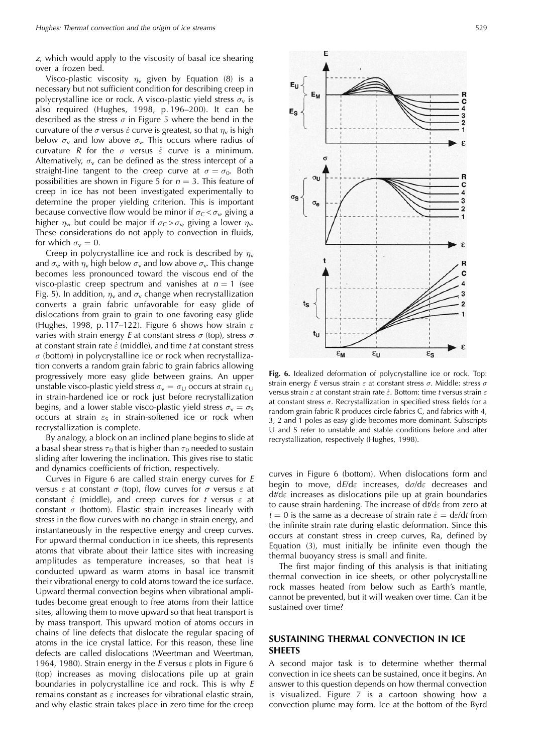$z$, which would apply to the viscosity of basal ice shearing over a frozen bed.

Visco-plastic viscosity $\eta_v$ given by Equation (8) is a necessary but not sufficient condition for describing creep in polycrystalline ice or rock. A visco-plastic yield stress $\sigma_v$ is also required (Hughes, 1998, p. 196–200). It can be described as the stress $\sigma$ in Figure 5 where the bend in the curvature of the $\sigma$ versus $\dot{\varepsilon}$ curve is greatest, so that $\eta_v$ is high below $\sigma_v$ and low above $\sigma_v$. This occurs where radius of curvature $R$ for the $\sigma$ versus $\dot{\varepsilon}$ curve is a minimum. Alternatively, $\sigma_v$ can be defined as the stress intercept of a straight-line tangent to the creep curve at $\sigma = \sigma_0$. Both possibilities are shown in Figure 5 for $n = 3$. This feature of creep in ice has not been investigated experimentally to determine the proper yielding criterion. This is important because convective flow would be minor if $\sigma_C < \sigma_v$, giving a higher $\eta_v$, but could be major if $\sigma_C > \sigma_v$, giving a lower $\eta_v$. These considerations do not apply to convection in fluids, for which $\sigma_v = 0$.

Creep in polycrystalline ice and rock is described by $\eta_v$ and $\sigma_v$, with $\eta_v$ high below $\sigma_v$ and low above $\sigma_v$. This change becomes less pronounced toward the viscous end of the visco-plastic creep spectrum and vanishes at $n = 1$ (see Fig. 5). In addition, $\eta_v$ and $\sigma_v$ change when recrystallization converts a grain fabric unfavorable for easy glide of dislocations from grain to grain to one favoring easy glide (Hughes, 1998, p. 117–122). Figure 6 shows how strain $\varepsilon$ varies with strain energy $E$ at constant stress $\sigma$ (top), stress $\sigma$ at constant strain rate $\dot{\varepsilon}$ (middle), and time $t$ at constant stress $\sigma$ (bottom) in polycrystalline ice or rock when recrystallization converts a random grain fabric to grain fabrics allowing progressively more easy glide between grains. An upper unstable visco-plastic yield stress $\sigma_v = \sigma_U$ occurs at strain $\varepsilon_U$ in strain-hardened ice or rock just before recrystallization begins, and a lower stable visco-plastic yield stress $\sigma_v = \sigma_S$ occurs at strain $\varepsilon_S$ in strain-softened ice or rock when recrystallization is complete.

By analogy, a block on an inclined plane begins to slide at a basal shear stress $\tau_0$ that is higher than $\tau_0$ needed to sustain sliding after lowering the inclination. This gives rise to static and dynamics coefficients of friction, respectively.

Curves in Figure 6 are called strain energy curves for $E$ versus $\varepsilon$ at constant $\sigma$ (top), flow curves for $\sigma$ versus $\varepsilon$ at constant $\dot{\varepsilon}$ (middle), and creep curves for $t$ versus $\varepsilon$ at constant $\sigma$ (bottom). Elastic strain increases linearly with stress in the flow curves with no change in strain energy, and instantaneously in the respective energy and creep curves. For upward thermal conduction in ice sheets, this represents atoms that vibrate about their lattice sites with increasing amplitudes as temperature increases, so that heat is conducted upward as warm atoms in basal ice transmit their vibrational energy to cold atoms toward the ice surface. Upward thermal convection begins when vibrational amplitudes become great enough to free atoms from their lattice sites, allowing them to move upward so that heat transport is by mass transport. This upward motion of atoms occurs in chains of line defects that dislocate the regular spacing of atoms in the ice crystal lattice. For this reason, these line defects are called dislocations (Weertman and Weertman, 1964, 1980). Strain energy in the $E$ versus $\varepsilon$ plots in Figure 6 (top) increases as moving dislocations pile up at grain boundaries in polycrystalline ice and rock. This is why $E$ remains constant as $\varepsilon$ increases for vibrational elastic strain, and why elastic strain takes place in zero time for the creep curves in Figure 6 (bottom). When dislocations form and begin to move, $dE/d\varepsilon$ increases, $d\sigma/d\varepsilon$ decreases and $dt/d\varepsilon$ increases as dislocations pile up at grain boundaries to cause strain hardening. The increase of $dt/d\varepsilon$ from zero at $t = 0$ is the same as a decrease of strain rate $\dot{\varepsilon} = d\varepsilon/dt$ from the infinite strain rate during elastic deformation. Since this occurs at constant stress in creep curves, Ra, defined by Equation (3), must initially be infinite even though the thermal buoyancy stress is small and finite.

The first major finding of this analysis is that initiating thermal convection in ice sheets, or other polycrystalline rock masses heated from below such as Earth's mantle, cannot be prevented, but it will weaken over time. Can it be sustained over time?

E
E_U
E_M
E_S
R
C
4
3
2
1
ε
σ
σ_U
σ_S
σ_e
R
C
4
3
2
1
ε
t
R
C
4
3
2
1
t_S
t_U
ε
ε_M
ε_U
ε_S

**Fig. 6.** Idealized deformation of polycrystalline ice or rock. Top: strain energy $E$ versus strain $\varepsilon$ at constant stress $\sigma$. Middle: stress $\sigma$ versus strain $\varepsilon$ at constant strain rate $\dot{\varepsilon}$. Bottom: time $t$ versus strain $\varepsilon$ at constant stress $\sigma$. Recrystallization in specified stress fields for a random grain fabric R produces circle fabrics C, and fabrics with 4, 3, 2 and 1 poles as easy glide becomes more dominant. Subscripts U and S refer to unstable and stable conditions before and after recrystallization, respectively (Hughes, 1998).

## SUSTAINING THERMAL CONVECTION IN ICE SHEETS

A second major task is to determine whether thermal convection in ice sheets can be sustained, once it begins. An answer to this question depends on how thermal convection is visualized. Figure 7 is a cartoon showing how a convection plume may form. Ice at the bottom of the Byrd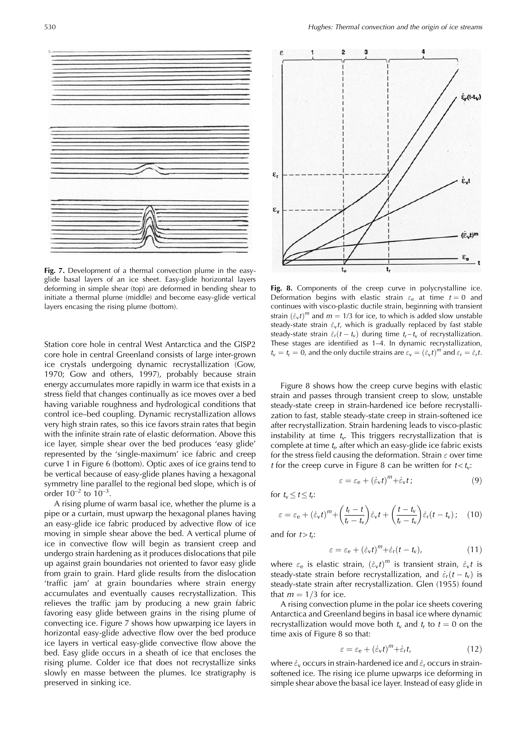Fig. 7. Development of a thermal convection plume in the easy-glide basal layers of an ice sheet. Easy-glide horizontal layers deforming in simple shear (top) are deformed in bending shear to initiate a thermal plume (middle) and become easy-glide vertical layers encasing the rising plume (bottom).

Station core hole in central West Antarctica and the GISP2 core hole in central Greenland consists of large inter-grown ice crystals undergoing dynamic recrystallization (Gow, 1970; Gow and others, 1997), probably because strain energy accumulates more rapidly in warm ice that exists in a stress field that changes continually as ice moves over a bed having variable roughness and hydrological conditions that control ice–bed coupling. Dynamic recrystallization allows very high strain rates, so this ice favors strain rates that begin with the infinite strain rate of elastic deformation. Above this ice layer, simple shear over the bed produces 'easy glide' represented by the 'single-maximum' ice fabric and creep curve 1 in Figure 6 (bottom). Optic axes of ice grains tend to be vertical because of easy-glide planes having a hexagonal symmetry line parallel to the regional bed slope, which is of order $10^{-2}$ to $10^{-3}$.

A rising plume of warm basal ice, whether the plume is a pipe or a curtain, must upwarp the hexagonal planes having an easy-glide ice fabric produced by advective flow of ice moving in simple shear above the bed. A vertical plume of ice in convective flow will begin as transient creep and undergo strain hardening as it produces dislocations that pile up against grain boundaries not oriented to favor easy glide from grain to grain. Hard glide results from the dislocation 'traffic jam' at grain boundaries where strain energy accumulates and eventually causes recrystallization. This relieves the traffic jam by producing a new grain fabric favoring easy glide between grains in the rising plume of convecting ice. Figure 7 shows how upwarping ice layers in horizontal easy-glide advective flow over the bed produce ice layers in vertical easy-glide convective flow above the bed. Easy glide occurs in a sheath of ice that encloses the rising plume. Colder ice that does not recrystallize sinks slowly en masse between the plumes. Ice stratigraphy is preserved in sinking ice.

ε
1
2
3
4
$\dot{\varepsilon}_r(t-t_v)$
$\varepsilon_r$
$\dot{\varepsilon}_v t$
$\varepsilon_v$
$(\dot{\varepsilon}_v t)^m$
$\varepsilon_e$
t
$t_v$
$t_r$

Fig. 8. Components of the creep curve in polycrystalline ice. Deformation begins with elastic strain $\varepsilon_e$ at time $t = 0$ and continues with visco-plastic ductile strain, beginning with transient strain $(\dot{\varepsilon}_v t)^m$ and $m = 1/3$ for ice, to which is added slow unstable steady-state strain $\dot{\varepsilon}_v t$, which is gradually replaced by fast stable steady-state strain $\dot{\varepsilon}_r(t - t_v)$ during time $t_r - t_v$ of recrystallization. These stages are identified as 1–4. In dynamic recrystallization, $t_v = t_r = 0$, and the only ductile strains are $\varepsilon_v = (\dot{\varepsilon}_v t)^m$ and $\varepsilon_r = \dot{\varepsilon}_r t$.

Figure 8 shows how the creep curve begins with elastic strain and passes through transient creep to slow, unstable steady-state creep in strain-hardened ice before recrystallization to fast, stable steady-state creep in strain-softened ice after recrystallization. Strain hardening leads to visco-plastic instability at time $t_v$. This triggers recrystallization that is complete at time $t_r$, after which an easy-glide ice fabric exists for the stress field causing the deformation. Strain $\varepsilon$ over time $t$ for the creep curve in Figure 8 can be written for $t < t_v$:

$$\varepsilon = \varepsilon_e + (\dot{\varepsilon}_v t)^m + \dot{\varepsilon}_v t\,; \tag{9}$$

for $t_v \leq t \leq t_r$:

$$\varepsilon = \varepsilon_e + (\dot{\varepsilon}_v t)^m + \left(\frac{t_r - t}{t_r - t_v}\right)\dot{\varepsilon}_v t + \left(\frac{t - t_v}{t_r - t_v}\right)\dot{\varepsilon}_r (t - t_v)\,; \tag{10}$$

and for $t > t_r$:

$$\varepsilon = \varepsilon_e + (\dot{\varepsilon}_v t)^m + \dot{\varepsilon}_r (t - t_v), \tag{11}$$

where $\varepsilon_e$ is elastic strain, $(\dot{\varepsilon}_v t)^m$ is transient strain, $\dot{\varepsilon}_v t$ is steady-state strain before recrystallization, and $\dot{\varepsilon}_r(t - t_v)$ is steady-state strain after recrystallization. Glen (1955) found that $m = 1/3$ for ice.

A rising convection plume in the polar ice sheets covering Antarctica and Greenland begins in basal ice where dynamic recrystallization would move both $t_v$ and $t_r$ to $t = 0$ on the time axis of Figure 8 so that:

$$\varepsilon = \varepsilon_e + (\dot{\varepsilon}_v t)^m + \dot{\varepsilon}_r t, \tag{12}$$

where $\dot{\varepsilon}_v$ occurs in strain-hardened ice and $\dot{\varepsilon}_r$ occurs in strain-softened ice. The rising ice plume upwarps ice deforming in simple shear above the basal ice layer. Instead of easy glide in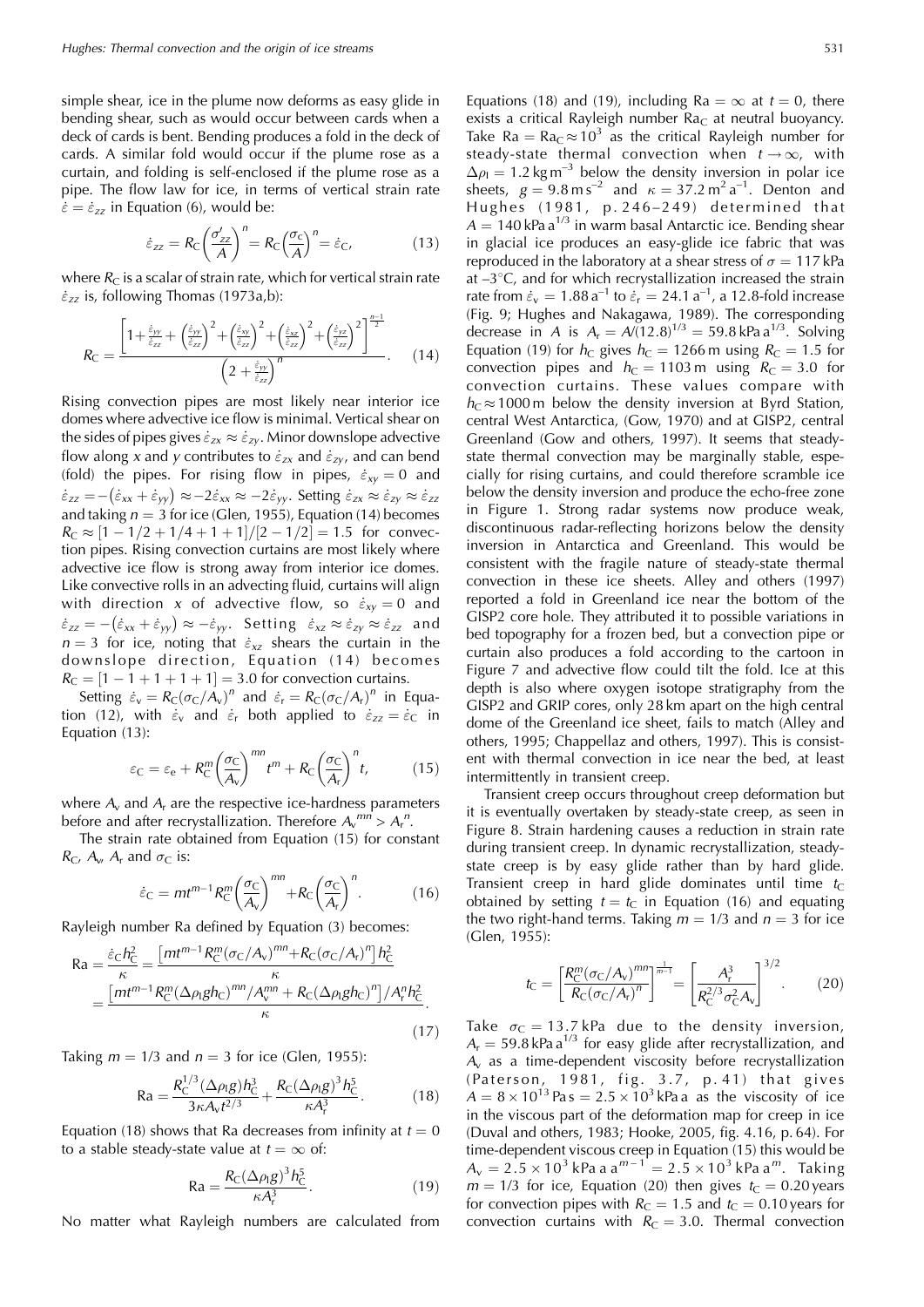simple shear, ice in the plume now deforms as easy glide in bending shear, such as would occur between cards when a deck of cards is bent. Bending produces a fold in the deck of cards. A similar fold would occur if the plume rose as a curtain, and folding is self-enclosed if the plume rose as a pipe. The flow law for ice, in terms of vertical strain rate $\dot{\varepsilon} = \dot{\varepsilon}_{zz}$ in Equation (6), would be:

$$\dot{\varepsilon}_{zz} = R_C \left( \frac{\sigma'_{zz}}{A} \right)^n = R_C \left( \frac{\sigma_c}{A} \right)^n = \dot{\varepsilon}_C, \tag{13}$$

where $R_C$ is a scalar of strain rate, which for vertical strain rate $\dot{\varepsilon}_{zz}$ is, following Thomas (1973a,b):

$$R_C = \frac{\left[ 1 + \frac{\dot{\varepsilon}_{yy}}{\dot{\varepsilon}_{zz}} + \left( \frac{\dot{\varepsilon}_{yy}}{\dot{\varepsilon}_{zz}} \right)^2 + \left( \frac{\dot{\varepsilon}_{xy}}{\dot{\varepsilon}_{zz}} \right)^2 + \left( \frac{\dot{\varepsilon}_{xz}}{\dot{\varepsilon}_{zz}} \right)^2 + \left( \frac{\dot{\varepsilon}_{yz}}{\dot{\varepsilon}_{zz}} \right)^2 \right]^{\frac{n-1}{2}}}{\left( 2 + \frac{\dot{\varepsilon}_{yy}}{\dot{\varepsilon}_{zz}} \right)^n}. \tag{14}$$

Rising convection pipes are most likely near interior ice domes where advective ice flow is minimal. Vertical shear on the sides of pipes gives $\dot{\varepsilon}_{zx} \approx \dot{\varepsilon}_{zy}$. Minor downslope advective flow along $x$ and $y$ contributes to $\dot{\varepsilon}_{zx}$ and $\dot{\varepsilon}_{zy}$, and can bend (fold) the pipes. For rising flow in pipes, $\dot{\varepsilon}_{xy} = 0$ and $\dot{\varepsilon}_{zz} = -(\dot{\varepsilon}_{xx} + \dot{\varepsilon}_{yy}) \approx -2\dot{\varepsilon}_{xx} \approx -2\dot{\varepsilon}_{yy}$. Setting $\dot{\varepsilon}_{zx} \approx \dot{\varepsilon}_{zy} \approx \dot{\varepsilon}_{zz}$ and taking $n = 3$ for ice (Glen, 1955), Equation (14) becomes $R_C \approx [1 - 1/2 + 1/4 + 1 + 1]/[2 - 1/2] = 1.5$ for convection pipes. Rising convection curtains are most likely where advective ice flow is strong away from interior ice domes. Like convective rolls in an advecting fluid, curtains will align with direction $x$ of advective flow, so $\dot{\varepsilon}_{xy} = 0$ and $\dot{\varepsilon}_{zz} = -(\dot{\varepsilon}_{xx} + \dot{\varepsilon}_{yy}) \approx -\dot{\varepsilon}_{yy}$. Setting $\dot{\varepsilon}_{xz} \approx \dot{\varepsilon}_{zy} \approx \dot{\varepsilon}_{zz}$ and $n = 3$ for ice, noting that $\dot{\varepsilon}_{xz}$ shears the curtain in the downslope direction, Equation (14) becomes $R_C = [1 - 1 + 1 + 1 + 1] = 3.0$ for convection curtains.

Setting $\dot{\varepsilon}_v = R_C(\sigma_C/A_v)^n$ and $\dot{\varepsilon}_r = R_C(\sigma_C/A_r)^n$ in Equation (12), with $\dot{\varepsilon}_v$ and $\dot{\varepsilon}_r$ both applied to $\dot{\varepsilon}_{zz} = \dot{\varepsilon}_C$ in Equation (13):

$$\varepsilon_C = \varepsilon_e + R_C^m \left( \frac{\sigma_C}{A_v} \right)^{mn} t^m + R_C \left( \frac{\sigma_C}{A_r} \right)^n t, \tag{15}$$

where $A_v$ and $A_r$ are the respective ice-hardness parameters before and after recrystallization. Therefore $A_v^{mn} > A_r^n$.

The strain rate obtained from Equation (15) for constant $R_C$, $A_v$, $A_r$ and $\sigma_C$ is:

$$\dot{\varepsilon}_C = m t^{m-1} R_C^m \left( \frac{\sigma_C}{A_v} \right)^{mn} + R_C \left( \frac{\sigma_C}{A_r} \right)^n. \tag{16}$$

Rayleigh number Ra defined by Equation (3) becomes:

$$\begin{aligned} \mathrm{Ra} &= \frac{\dot{\varepsilon}_C h_C^2}{\kappa} = \frac{\left[ m t^{m-1} R_C^m (\sigma_C/A_v)^{mn} + R_C (\sigma_C/A_r)^n \right] h_C^2}{\kappa} \\ &= \frac{\left[ m t^{m-1} R_C^m (\Delta\rho_I g h_C)^{mn} / A_v^{mn} + R_C (\Delta\rho_I g h_C)^n \right] / A_r^n h_C^2}{\kappa}. \end{aligned} \tag{17}$$

Taking $m = 1/3$ and $n = 3$ for ice (Glen, 1955):

$$\mathrm{Ra} = \frac{R_C^{1/3} (\Delta\rho_I g) h_C^3}{3\kappa A_v t^{2/3}} + \frac{R_C (\Delta\rho_I g)^3 h_C^5}{\kappa A_r^3}. \tag{18}$$

Equation (18) shows that Ra decreases from infinity at $t = 0$ to a stable steady-state value at $t = \infty$ of:

$$\mathrm{Ra} = \frac{R_C (\Delta\rho_I g)^3 h_C^5}{\kappa A_r^3}. \tag{19}$$

No matter what Rayleigh numbers are calculated from Equations (18) and (19), including $\mathrm{Ra} = \infty$ at $t = 0$, there exists a critical Rayleigh number $\mathrm{Ra}_C$ at neutral buoyancy. Take $\mathrm{Ra} = \mathrm{Ra}_C \approx 10^3$ as the critical Rayleigh number for steady-state thermal convection when $t \to \infty$, with $\Delta\rho_I = 1.2\ \mathrm{kg\,m^{-3}}$ below the density inversion in polar ice sheets, $g = 9.8\ \mathrm{m\,s^{-2}}$ and $\kappa = 37.2\ \mathrm{m^2\,a^{-1}}$. Denton and Hughes (1981, p. 246–249) determined that $A = 140\ \mathrm{kPa\,a^{1/3}}$ in warm basal Antarctic ice. Bending shear in glacial ice produces an easy-glide ice fabric that was reproduced in the laboratory at a shear stress of $\sigma = 117$ kPa at –3°C, and for which recrystallization increased the strain rate from $\dot{\varepsilon}_v = 1.88\ \mathrm{a^{-1}}$ to $\dot{\varepsilon}_r = 24.1\ \mathrm{a^{-1}}$, a 12.8-fold increase (Fig. 9; Hughes and Nakagawa, 1989). The corresponding decrease in $A$ is $A_r = A/(12.8)^{1/3} = 59.8\ \mathrm{kPa\,a^{1/3}}$. Solving Equation (19) for $h_C$ gives $h_C = 1266$ m using $R_C = 1.5$ for convection pipes and $h_C = 1103$ m using $R_C = 3.0$ for convection curtains. These values compare with $h_C \approx 1000$ m below the density inversion at Byrd Station, central West Antarctica, (Gow, 1970) and at GISP2, central Greenland (Gow and others, 1997). It seems that steady-state thermal convection may be marginally stable, especially for rising curtains, and could therefore scramble ice below the density inversion and produce the echo-free zone in Figure 1. Strong radar systems now produce weak, discontinuous radar-reflecting horizons below the density inversion in Antarctica and Greenland. This would be consistent with the fragile nature of steady-state thermal convection in these ice sheets. Alley and others (1997) reported a fold in Greenland ice near the bottom of the GISP2 core hole. They attributed it to possible variations in bed topography for a frozen bed, but a convection pipe or curtain also produces a fold according to the cartoon in Figure 7 and advective flow could tilt the fold. Ice at this depth is also where oxygen isotope stratigraphy from the GISP2 and GRIP cores, only 28 km apart on the high central dome of the Greenland ice sheet, fails to match (Alley and others, 1995; Chappellaz and others, 1997). This is consistent with thermal convection in ice near the bed, at least intermittently in transient creep.

Transient creep occurs throughout creep deformation but it is eventually overtaken by steady-state creep, as seen in Figure 8. Strain hardening causes a reduction in strain rate during transient creep. In dynamic recrystallization, steady-state creep is by easy glide rather than by hard glide. Transient creep in hard glide dominates until time $t_C$ obtained by setting $t = t_C$ in Equation (16) and equating the two right-hand terms. Taking $m = 1/3$ and $n = 3$ for ice (Glen, 1955):

$$t_C = \left[ \frac{R_C^m (\sigma_C/A_v)^{mn}}{R_C (\sigma_C/A_r)^n} \right]^{\frac{1}{m-1}} = \left[ \frac{A_r^3}{R_C^{2/3} \sigma_C^2 A_v} \right]^{3/2}. \tag{20}$$

Take $\sigma_C = 13.7$ kPa due to the density inversion, $A_r = 59.8\ \mathrm{kPa\,a^{1/3}}$ for easy glide after recrystallization, and $A_v$ as a time-dependent viscosity before recrystallization (Paterson, 1981, fig. 3.7, p. 41) that gives $A = 8 \times 10^{13}\ \mathrm{Pa\,s} = 2.5 \times 10^3\ \mathrm{kPa\,a}$ as the viscosity of ice in the viscous part of the deformation map for creep in ice (Duval and others, 1983; Hooke, 2005, fig. 4.16, p. 64). For time-dependent viscous creep in Equation (15) this would be $A_v = 2.5 \times 10^3\ \mathrm{kPa\,a\,a^{m-1}} = 2.5 \times 10^3\ \mathrm{kPa\,a^m}$. Taking $m = 1/3$ for ice, Equation (20) then gives $t_C = 0.20$ years for convection pipes with $R_C = 1.5$ and $t_C = 0.10$ years for convection curtains with $R_C = 3.0$. Thermal convection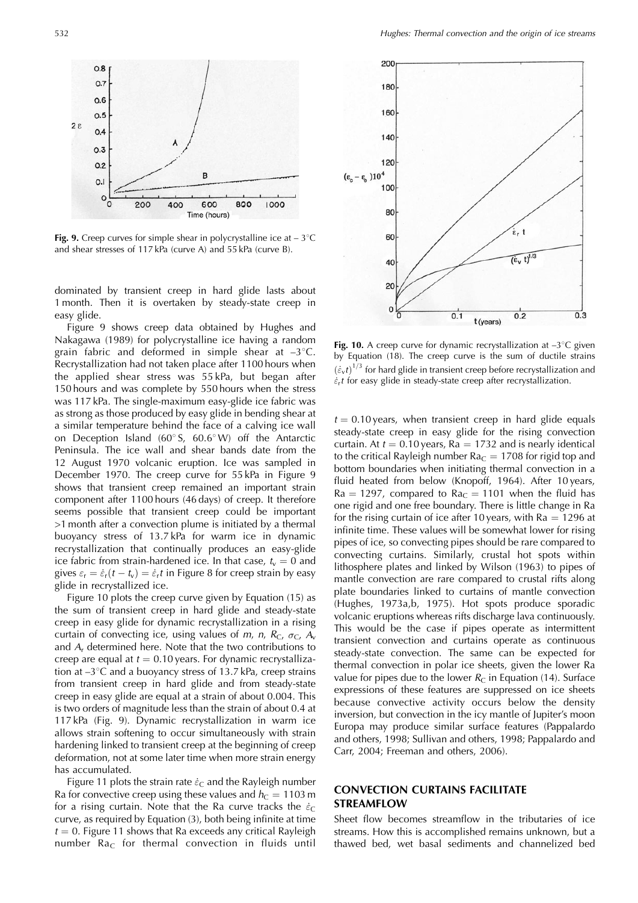**Fig. 9.** Creep curves for simple shear in polycrystalline ice at $-3^\circ$C and shear stresses of 117 kPa (curve A) and 55 kPa (curve B).

dominated by transient creep in hard glide lasts about 1 month. Then it is overtaken by steady-state creep in easy glide.

Figure 9 shows creep data obtained by Hughes and Nakagawa (1989) for polycrystalline ice having a random grain fabric and deformed in simple shear at $-3^\circ$C. Recrystallization had not taken place after 1100 hours when the applied shear stress was 55 kPa, but began after 150 hours and was complete by 550 hours when the stress was 117 kPa. The single-maximum easy-glide ice fabric was as strong as those produced by easy glide in bending shear at a similar temperature behind the face of a calving ice wall on Deception Island (60° S, 60.6° W) off the Antarctic Peninsula. The ice wall and shear bands date from the 12 August 1970 volcanic eruption. Ice was sampled in December 1970. The creep curve for 55 kPa in Figure 9 shows that transient creep remained an important strain component after 1100 hours (46 days) of creep. It therefore seems possible that transient creep could be important >1 month after a convection plume is initiated by a thermal buoyancy stress of 13.7 kPa for warm ice in dynamic recrystallization that continually produces an easy-glide ice fabric from strain-hardened ice. In that case, $t_v = 0$ and gives $\varepsilon_r = \dot{\varepsilon}_r(t - t_v) = \dot{\varepsilon}_r t$ in Figure 8 for creep strain by easy glide in recrystallized ice.

Figure 10 plots the creep curve given by Equation (15) as the sum of transient creep in hard glide and steady-state creep in easy glide for dynamic recrystallization in a rising curtain of convecting ice, using values of $m$, $n$, $R_C$, $\sigma_C$, $A_v$ and $A_r$ determined here. Note that the two contributions to creep are equal at $t = 0.10$ years. For dynamic recrystallization at $-3^\circ$C and a buoyancy stress of 13.7 kPa, creep strains from transient creep in hard glide and from steady-state creep in easy glide are equal at a strain of about 0.004. This is two orders of magnitude less than the strain of about 0.4 at 117 kPa (Fig. 9). Dynamic recrystallization in warm ice allows strain softening to occur simultaneously with strain hardening linked to transient creep at the beginning of creep deformation, not at some later time when more strain energy has accumulated.

Figure 11 plots the strain rate $\dot{\varepsilon}_C$ and the Rayleigh number Ra for convective creep using these values and $h_C = 1103$ m for a rising curtain. Note that the Ra curve tracks the $\dot{\varepsilon}_C$ curve, as required by Equation (3), both being infinite at time $t = 0$. Figure 11 shows that Ra exceeds any critical Rayleigh number $\text{Ra}_C$ for thermal convection in fluids until

**Fig. 10.** A creep curve for dynamic recrystallization at $-3^\circ$C given by Equation (18). The creep curve is the sum of ductile strains $(\dot{\varepsilon}_v t)^{1/3}$ for hard glide in transient creep before recrystallization and $\dot{\varepsilon}_r t$ for easy glide in steady-state creep after recrystallization.

$t = 0.10$ years, when transient creep in hard glide equals steady-state creep in easy glide for the rising convection curtain. At $t = 0.10$ years, $\text{Ra} = 1732$ and is nearly identical to the critical Rayleigh number $\text{Ra}_C = 1708$ for rigid top and bottom boundaries when initiating thermal convection in a fluid heated from below (Knopoff, 1964). After 10 years, $\text{Ra} = 1297$, compared to $\text{Ra}_C = 1101$ when the fluid has one rigid and one free boundary. There is little change in Ra for the rising curtain of ice after 10 years, with $\text{Ra} = 1296$ at infinite time. These values will be somewhat lower for rising pipes of ice, so convecting pipes should be rare compared to convecting curtains. Similarly, crustal hot spots within lithosphere plates and linked by Wilson (1963) to pipes of mantle convection are rare compared to crustal rifts along plate boundaries linked to curtains of mantle convection (Hughes, 1973a,b, 1975). Hot spots produce sporadic volcanic eruptions whereas rifts discharge lava continuously. This would be the case if pipes operate as intermittent transient convection and curtains operate as continuous steady-state convection. The same can be expected for thermal convection in polar ice sheets, given the lower Ra value for pipes due to the lower $R_C$ in Equation (14). Surface expressions of these features are suppressed on ice sheets because convective activity occurs below the density inversion, but convection in the icy mantle of Jupiter's moon Europa may produce similar surface features (Pappalardo and others, 1998; Sullivan and others, 1998; Pappalardo and Carr, 2004; Freeman and others, 2006).

## CONVECTION CURTAINS FACILITATE STREAMFLOW

Sheet flow becomes streamflow in the tributaries of ice streams. How this is accomplished remains unknown, but a thawed bed, wet basal sediments and channelized bed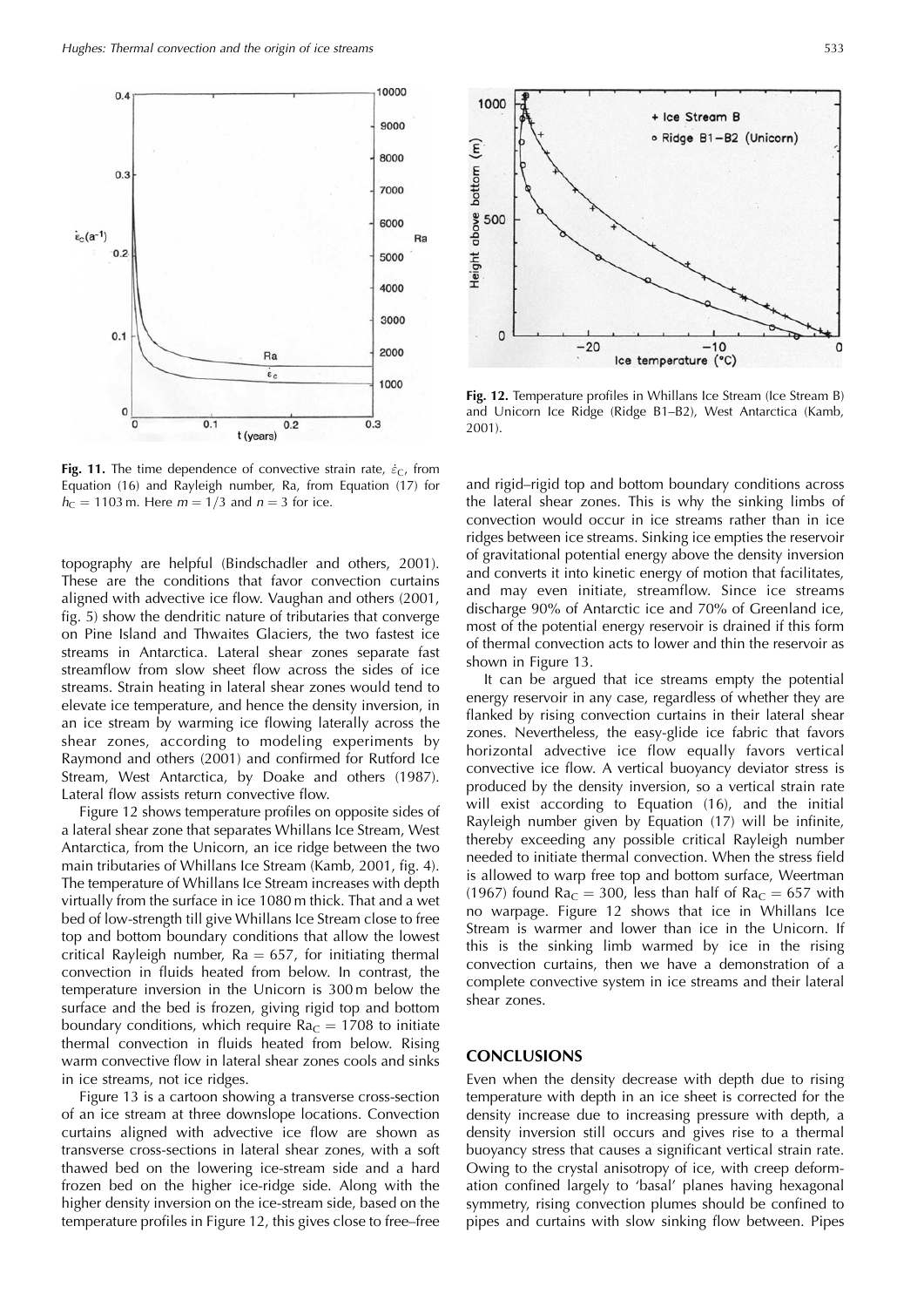0.4
0.3
$\dot{\varepsilon}_C$ ($a^{-1}$)
0.2
0.1
0
10000
9000
8000
7000
6000
Ra
5000
4000
3000
2000
1000
Ra
$\dot{\varepsilon}_c$
0
0.1
0.2
0.3
t (years)

**Fig. 11.** The time dependence of convective strain rate, $\dot{\varepsilon}_C$, from Equation (16) and Rayleigh number, Ra, from Equation (17) for $h_C = 1103$ m. Here $m = 1/3$ and $n = 3$ for ice.

1000
500
0
Height above bottom (m)
+ Ice Stream B
o Ridge B1–B2 (Unicorn)
−20
−10
0
Ice temperature (°C)

**Fig. 12.** Temperature profiles in Whillans Ice Stream (Ice Stream B) and Unicorn Ice Ridge (Ridge B1–B2), West Antarctica (Kamb, 2001).

topography are helpful (Bindschadler and others, 2001). These are the conditions that favor convection curtains aligned with advective ice flow. Vaughan and others (2001, fig. 5) show the dendritic nature of tributaries that converge on Pine Island and Thwaites Glaciers, the two fastest ice streams in Antarctica. Lateral shear zones separate fast streamflow from slow sheet flow across the sides of ice streams. Strain heating in lateral shear zones would tend to elevate ice temperature, and hence the density inversion, in an ice stream by warming ice flowing laterally across the shear zones, according to modeling experiments by Raymond and others (2001) and confirmed for Rutford Ice Stream, West Antarctica, by Doake and others (1987). Lateral flow assists return convective flow.

Figure 12 shows temperature profiles on opposite sides of a lateral shear zone that separates Whillans Ice Stream, West Antarctica, from the Unicorn, an ice ridge between the two main tributaries of Whillans Ice Stream (Kamb, 2001, fig. 4). The temperature of Whillans Ice Stream increases with depth virtually from the surface in ice 1080 m thick. That and a wet bed of low-strength till give Whillans Ice Stream close to free top and bottom boundary conditions that allow the lowest critical Rayleigh number, $Ra = 657$, for initiating thermal convection in fluids heated from below. In contrast, the temperature inversion in the Unicorn is 300 m below the surface and the bed is frozen, giving rigid top and bottom boundary conditions, which require $Ra_C = 1708$ to initiate thermal convection in fluids heated from below. Rising warm convective flow in lateral shear zones cools and sinks in ice streams, not ice ridges.

Figure 13 is a cartoon showing a transverse cross-section of an ice stream at three downslope locations. Convection curtains aligned with advective ice flow are shown as transverse cross-sections in lateral shear zones, with a soft thawed bed on the lowering ice-stream side and a hard frozen bed on the higher ice-ridge side. Along with the higher density inversion on the ice-stream side, based on the temperature profiles in Figure 12, this gives close to free–free and rigid–rigid top and bottom boundary conditions across the lateral shear zones. This is why the sinking limbs of convection would occur in ice streams rather than in ice ridges between ice streams. Sinking ice empties the reservoir of gravitational potential energy above the density inversion and converts it into kinetic energy of motion that facilitates, and may even initiate, streamflow. Since ice streams discharge 90% of Antarctic ice and 70% of Greenland ice, most of the potential energy reservoir is drained if this form of thermal convection acts to lower and thin the reservoir as shown in Figure 13.

It can be argued that ice streams empty the potential energy reservoir in any case, regardless of whether they are flanked by rising convection curtains in their lateral shear zones. Nevertheless, the easy-glide ice fabric that favors horizontal advective ice flow equally favors vertical convective ice flow. A vertical buoyancy deviator stress is produced by the density inversion, so a vertical strain rate will exist according to Equation (16), and the initial Rayleigh number given by Equation (17) will be infinite, thereby exceeding any possible critical Rayleigh number needed to initiate thermal convection. When the stress field is allowed to warp free top and bottom surface, Weertman (1967) found $Ra_C = 300$, less than half of $Ra_C = 657$ with no warpage. Figure 12 shows that ice in Whillans Ice Stream is warmer and lower than ice in the Unicorn. If this is the sinking limb warmed by ice in the rising convection curtains, then we have a demonstration of a complete convective system in ice streams and their lateral shear zones.

## CONCLUSIONS

Even when the density decrease with depth due to rising temperature with depth in an ice sheet is corrected for the density increase due to increasing pressure with depth, a density inversion still occurs and gives rise to a thermal buoyancy stress that causes a significant vertical strain rate. Owing to the crystal anisotropy of ice, with creep deformation confined largely to 'basal' planes having hexagonal symmetry, rising convection plumes should be confined to pipes and curtains with slow sinking flow between. Pipes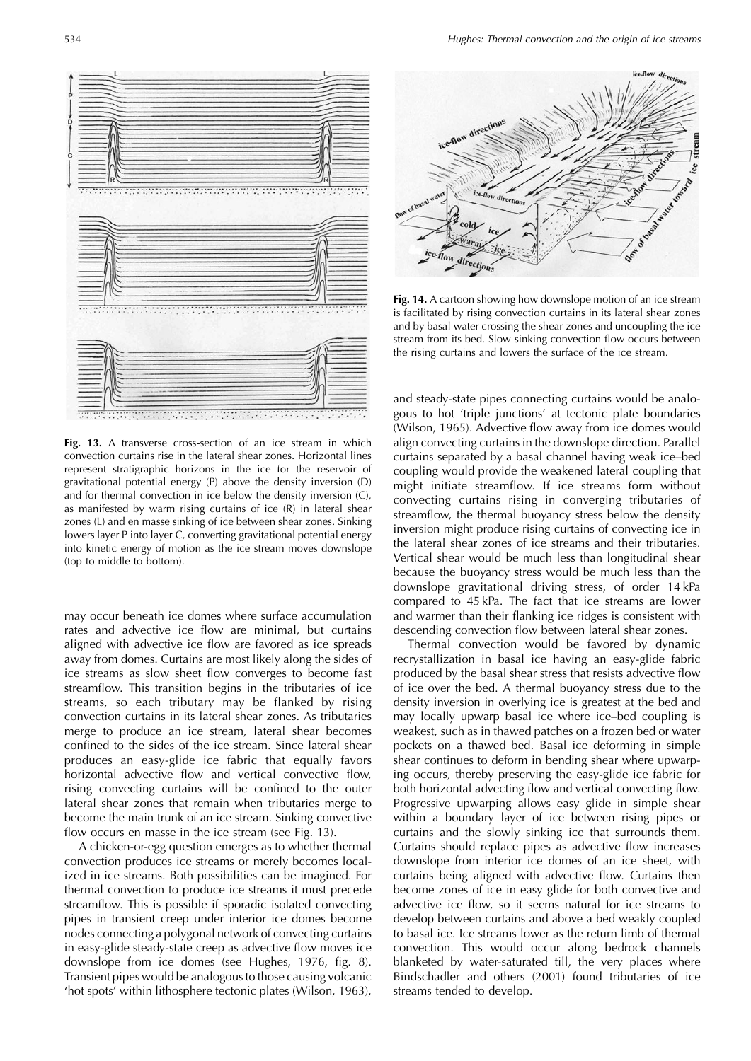L

L

P

D

C

R

R

**Fig. 13.** A transverse cross-section of an ice stream in which convection curtains rise in the lateral shear zones. Horizontal lines represent stratigraphic horizons in the ice for the reservoir of gravitational potential energy (P) above the density inversion (D) and for thermal convection in ice below the density inversion (C), as manifested by warm rising curtains of ice (R) in lateral shear zones (L) and en masse sinking of ice between shear zones. Sinking lowers layer P into layer C, converting gravitational potential energy into kinetic energy of motion as the ice stream moves downslope (top to middle to bottom).

ice-flow directions

ice-flow directions

ice stream

flow of basal water

ice-flow directions

ice-flow directions

cold

ice

warm

ice

ice-flow directions

flow of basal water toward ice stream

**Fig. 14.** A cartoon showing how downslope motion of an ice stream is facilitated by rising convection curtains in its lateral shear zones and by basal water crossing the shear zones and uncoupling the ice stream from its bed. Slow-sinking convection flow occurs between the rising curtains and lowers the surface of the ice stream.

may occur beneath ice domes where surface accumulation rates and advective ice flow are minimal, but curtains aligned with advective ice flow are favored as ice spreads away from domes. Curtains are most likely along the sides of ice streams as slow sheet flow converges to become fast streamflow. This transition begins in the tributaries of ice streams, so each tributary may be flanked by rising convection curtains in its lateral shear zones. As tributaries merge to produce an ice stream, lateral shear becomes confined to the sides of the ice stream. Since lateral shear produces an easy-glide ice fabric that equally favors horizontal advective flow and vertical convective flow, rising convecting curtains will be confined to the outer lateral shear zones that remain when tributaries merge to become the main trunk of an ice stream. Sinking convective flow occurs en masse in the ice stream (see Fig. 13).

A chicken-or-egg question emerges as to whether thermal convection produces ice streams or merely becomes localized in ice streams. Both possibilities can be imagined. For thermal convection to produce ice streams it must precede streamflow. This is possible if sporadic isolated convecting pipes in transient creep under interior ice domes become nodes connecting a polygonal network of convecting curtains in easy-glide steady-state creep as advective flow moves ice downslope from ice domes (see Hughes, 1976, fig. 8). Transient pipes would be analogous to those causing volcanic 'hot spots' within lithosphere tectonic plates (Wilson, 1963), and steady-state pipes connecting curtains would be analogous to hot 'triple junctions' at tectonic plate boundaries (Wilson, 1965). Advective flow away from ice domes would align convecting curtains in the downslope direction. Parallel curtains separated by a basal channel having weak ice–bed coupling would provide the weakened lateral coupling that might initiate streamflow. If ice streams form without convecting curtains rising in converging tributaries of streamflow, the thermal buoyancy stress below the density inversion might produce rising curtains of convecting ice in the lateral shear zones of ice streams and their tributaries. Vertical shear would be much less than longitudinal shear because the buoyancy stress would be much less than the downslope gravitational driving stress, of order 14 kPa compared to 45 kPa. The fact that ice streams are lower and warmer than their flanking ice ridges is consistent with descending convection flow between lateral shear zones.

Thermal convection would be favored by dynamic recrystallization in basal ice having an easy-glide fabric produced by the basal shear stress that resists advective flow of ice over the bed. A thermal buoyancy stress due to the density inversion in overlying ice is greatest at the bed and may locally upwarp basal ice where ice–bed coupling is weakest, such as in thawed patches on a frozen bed or water pockets on a thawed bed. Basal ice deforming in simple shear continues to deform in bending shear where upwarping occurs, thereby preserving the easy-glide ice fabric for both horizontal advecting flow and vertical convecting flow. Progressive upwarping allows easy glide in simple shear within a boundary layer of ice between rising pipes or curtains and the slowly sinking ice that surrounds them. Curtains should replace pipes as advective flow increases downslope from interior ice domes of an ice sheet, with curtains being aligned with advective flow. Curtains then become zones of ice in easy glide for both convective and advective ice flow, so it seems natural for ice streams to develop between curtains and above a bed weakly coupled to basal ice. Ice streams lower as the return limb of thermal convection. This would occur along bedrock channels blanketed by water-saturated till, the very places where Bindschadler and others (2001) found tributaries of ice streams tended to develop.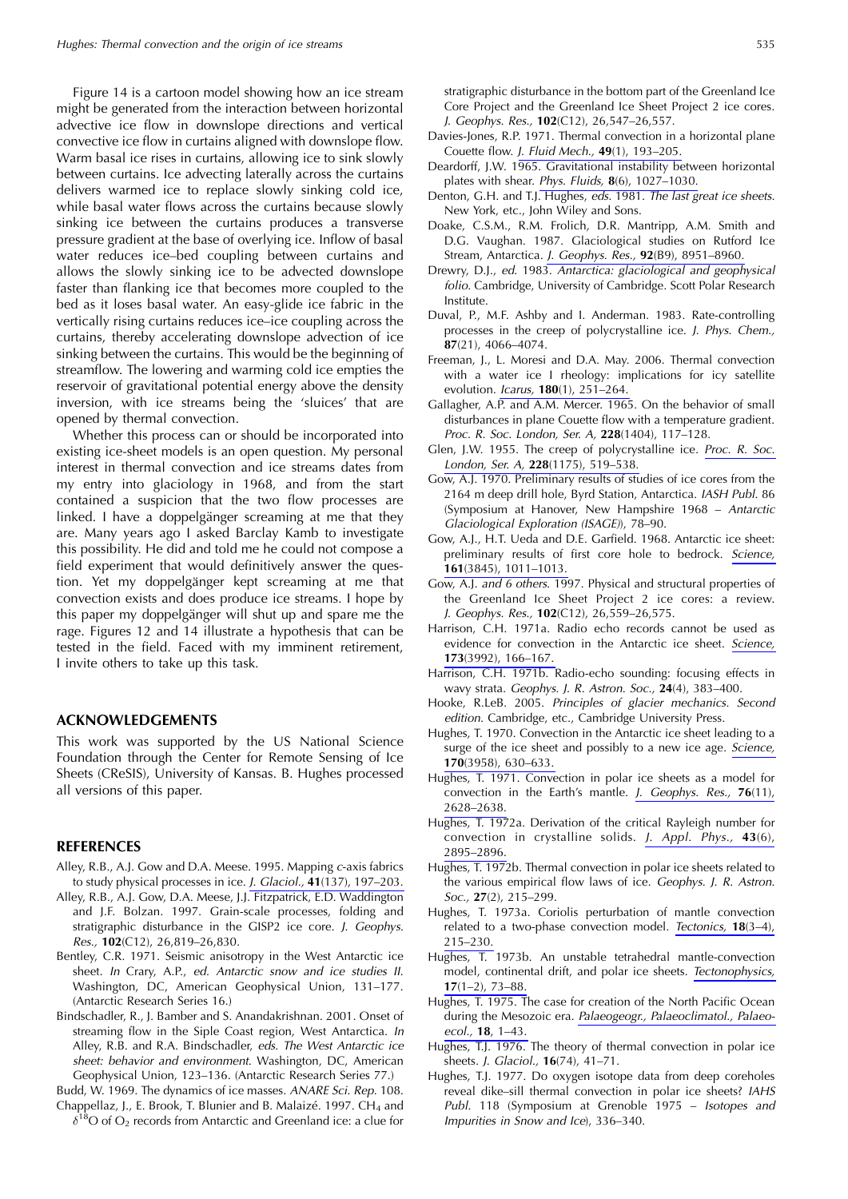Figure 14 is a cartoon model showing how an ice stream might be generated from the interaction between horizontal advective ice flow in downslope directions and vertical convective ice flow in curtains aligned with downslope flow. Warm basal ice rises in curtains, allowing ice to sink slowly between curtains. Ice advecting laterally across the curtains delivers warmed ice to replace slowly sinking cold ice, while basal water flows across the curtains because slowly sinking ice between the curtains produces a transverse pressure gradient at the base of overlying ice. Inflow of basal water reduces ice–bed coupling between curtains and allows the slowly sinking ice to be advected downslope faster than flanking ice that becomes more coupled to the bed as it loses basal water. An easy-glide ice fabric in the vertically rising curtains reduces ice–ice coupling across the curtains, thereby accelerating downslope advection of ice sinking between the curtains. This would be the beginning of streamflow. The lowering and warming cold ice empties the reservoir of gravitational potential energy above the density inversion, with ice streams being the 'sluices' that are opened by thermal convection.

Whether this process can or should be incorporated into existing ice-sheet models is an open question. My personal interest in thermal convection and ice streams dates from my entry into glaciology in 1968, and from the start contained a suspicion that the two flow processes are linked. I have a doppelgänger screaming at me that they are. Many years ago I asked Barclay Kamb to investigate this possibility. He did and told me he could not compose a field experiment that would definitively answer the question. Yet my doppelgänger kept screaming at me that convection exists and does produce ice streams. I hope by this paper my doppelgänger will shut up and spare me the rage. Figures 12 and 14 illustrate a hypothesis that can be tested in the field. Faced with my imminent retirement, I invite others to take up this task.

## ACKNOWLEDGEMENTS

This work was supported by the US National Science Foundation through the Center for Remote Sensing of Ice Sheets (CReSIS), University of Kansas. B. Hughes processed all versions of this paper.

## REFERENCES

Alley, R.B., A.J. Gow and D.A. Meese. 1995. Mapping *c*-axis fabrics to study physical processes in ice. *J. Glaciol.,* **41**(137), 197–203.

Alley, R.B., A.J. Gow, D.A. Meese, J.J. Fitzpatrick, E.D. Waddington and J.F. Bolzan. 1997. Grain-scale processes, folding and stratigraphic disturbance in the GISP2 ice core. *J. Geophys. Res.,* **102**(C12), 26,819–26,830.

Bentley, C.R. 1971. Seismic anisotropy in the West Antarctic ice sheet. *In* Crary, A.P., *ed. Antarctic snow and ice studies II.* Washington, DC, American Geophysical Union, 131–177. (Antarctic Research Series 16.)

Bindschadler, R., J. Bamber and S. Anandakrishnan. 2001. Onset of streaming flow in the Siple Coast region, West Antarctica. *In* Alley, R.B. and R.A. Bindschadler, *eds. The West Antarctic ice sheet: behavior and environment.* Washington, DC, American Geophysical Union, 123–136. (Antarctic Research Series 77.)

Budd, W. 1969. The dynamics of ice masses. *ANARE Sci. Rep.* 108.

Chappellaz, J., E. Brook, T. Blunier and B. Malaizé. 1997. $CH_4$ and $\delta^{18}O$ of $O_2$ records from Antarctic and Greenland ice: a clue for stratigraphic disturbance in the bottom part of the Greenland Ice Core Project and the Greenland Ice Sheet Project 2 ice cores. *J. Geophys. Res.,* **102**(C12), 26,547–26,557.

Davies-Jones, R.P. 1971. Thermal convection in a horizontal plane Couette flow. *J. Fluid Mech.,* **49**(1), 193–205.

Deardorff, J.W. 1965. Gravitational instability between horizontal plates with shear. *Phys. Fluids,* **8**(6), 1027–1030.

Denton, G.H. and T.J. Hughes, *eds.* 1981. *The last great ice sheets.* New York, etc., John Wiley and Sons.

Doake, C.S.M., R.M. Frolich, D.R. Mantripp, A.M. Smith and D.G. Vaughan. 1987. Glaciological studies on Rutford Ice Stream, Antarctica. *J. Geophys. Res.,* **92**(B9), 8951–8960.

Drewry, D.J., *ed.* 1983. *Antarctica: glaciological and geophysical folio.* Cambridge, University of Cambridge. Scott Polar Research Institute.

Duval, P., M.F. Ashby and I. Anderman. 1983. Rate-controlling processes in the creep of polycrystalline ice. *J. Phys. Chem.,* **87**(21), 4066–4074.

Freeman, J., L. Moresi and D.A. May. 2006. Thermal convection with a water ice I rheology: implications for icy satellite evolution. *Icarus,* **180**(1), 251–264.

Gallagher, A.P. and A.M. Mercer. 1965. On the behavior of small disturbances in plane Couette flow with a temperature gradient. *Proc. R. Soc. London, Ser. A,* **228**(1404), 117–128.

Glen, J.W. 1955. The creep of polycrystalline ice. *Proc. R. Soc. London, Ser. A,* **228**(1175), 519–538.

Gow, A.J. 1970. Preliminary results of studies of ice cores from the 2164 m deep drill hole, Byrd Station, Antarctica. *IASH Publ.* 86 (Symposium at Hanover, New Hampshire 1968 – *Antarctic Glaciological Exploration (ISAGE)*), 78–90.

Gow, A.J., H.T. Ueda and D.E. Garfield. 1968. Antarctic ice sheet: preliminary results of first core hole to bedrock. *Science,* **161**(3845), 1011–1013.

Gow, A.J. *and 6 others.* 1997. Physical and structural properties of the Greenland Ice Sheet Project 2 ice cores: a review. *J. Geophys. Res.,* **102**(C12), 26,559–26,575.

Harrison, C.H. 1971a. Radio echo records cannot be used as evidence for convection in the Antarctic ice sheet. *Science,* **173**(3992), 166–167.

Harrison, C.H. 1971b. Radio-echo sounding: focusing effects in wavy strata. *Geophys. J. R. Astron. Soc.,* **24**(4), 383–400.

Hooke, R.LeB. 2005. *Principles of glacier mechanics. Second edition.* Cambridge, etc., Cambridge University Press.

Hughes, T. 1970. Convection in the Antarctic ice sheet leading to a surge of the ice sheet and possibly to a new ice age. *Science,* **170**(3958), 630–633.

Hughes, T. 1971. Convection in polar ice sheets as a model for convection in the Earth's mantle. *J. Geophys. Res.,* **76**(11), 2628–2638.

Hughes, T. 1972a. Derivation of the critical Rayleigh number for convection in crystalline solids. *J. Appl. Phys.,* **43**(6), 2895–2896.

Hughes, T. 1972b. Thermal convection in polar ice sheets related to the various empirical flow laws of ice. *Geophys. J. R. Astron. Soc.,* **27**(2), 215–299.

Hughes, T. 1973a. Coriolis perturbation of mantle convection related to a two-phase convection model. *Tectonics,* **18**(3–4), 215–230.

Hughes, T. 1973b. An unstable tetrahedral mantle-convection model, continental drift, and polar ice sheets. *Tectonophysics,* **17**(1–2), 73–88.

Hughes, T. 1975. The case for creation of the North Pacific Ocean during the Mesozoic era. *Palaeogeogr., Palaeoclimatol., Palaeoecol.,* **18**, 1–43.

Hughes, T.J. 1976. The theory of thermal convection in polar ice sheets. *J. Glaciol.,* **16**(74), 41–71.

Hughes, T.J. 1977. Do oxygen isotope data from deep coreholes reveal dike–sill thermal convection in polar ice sheets? *IAHS Publ.* 118 (Symposium at Grenoble 1975 – *Isotopes and Impurities in Snow and Ice*), 336–340.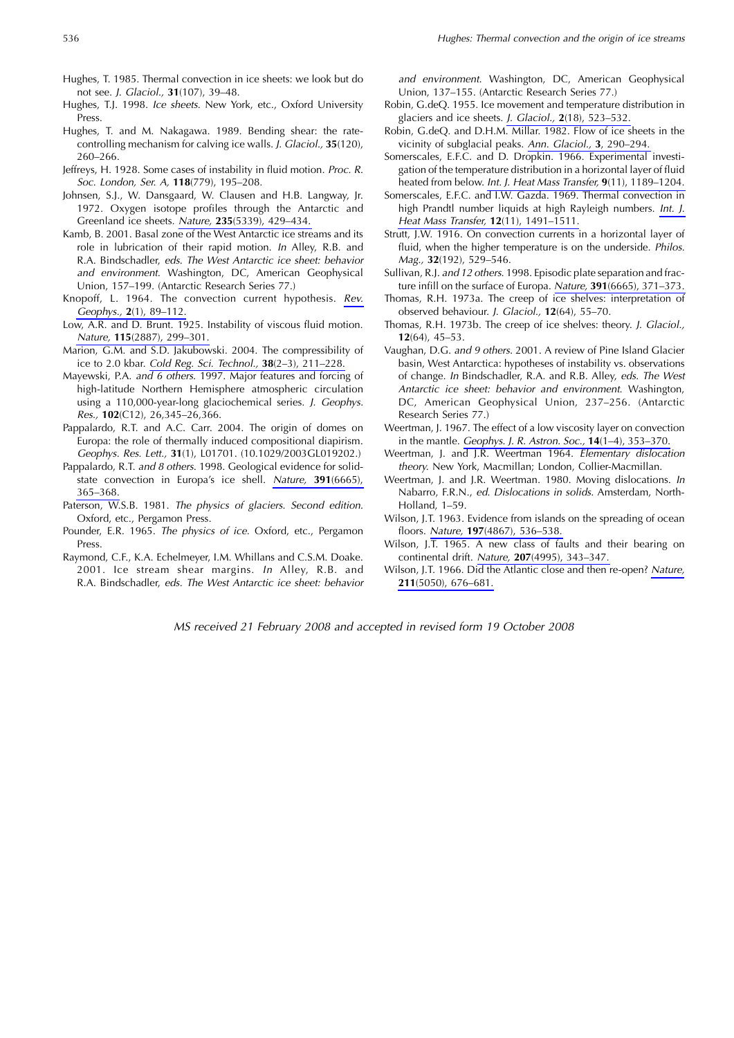Hughes, T. 1985. Thermal convection in ice sheets: we look but do not see. *J. Glaciol.,* **31**(107), 39–48.

Hughes, T.J. 1998. *Ice sheets.* New York, etc., Oxford University Press.

Hughes, T. and M. Nakagawa. 1989. Bending shear: the rate-controlling mechanism for calving ice walls. *J. Glaciol.,* **35**(120), 260–266.

Jeffreys, H. 1928. Some cases of instability in fluid motion. *Proc. R. Soc. London, Ser. A,* **118**(779), 195–208.

Johnsen, S.J., W. Dansgaard, W. Clausen and H.B. Langway, Jr. 1972. Oxygen isotope profiles through the Antarctic and Greenland ice sheets. *Nature,* **235**(5339), 429–434.

Kamb, B. 2001. Basal zone of the West Antarctic ice streams and its role in lubrication of their rapid motion. *In* Alley, R.B. and R.A. Bindschadler, *eds. The West Antarctic ice sheet: behavior and environment*. Washington, DC, American Geophysical Union, 157–199. (Antarctic Research Series 77.)

Knopoff, L. 1964. The convection current hypothesis. *Rev. Geophys.,* **2**(1), 89–112.

Low, A.R. and D. Brunt. 1925. Instability of viscous fluid motion. *Nature,* **115**(2887), 299–301.

Marion, G.M. and S.D. Jakubowski. 2004. The compressibility of ice to 2.0 kbar. *Cold Reg. Sci. Technol.,* **38**(2–3), 211–228.

Mayewski, P.A. *and 6 others.* 1997. Major features and forcing of high-latitude Northern Hemisphere atmospheric circulation using a 110,000-year-long glaciochemical series. *J. Geophys. Res.,* **102**(C12), 26,345–26,366.

Pappalardo, R.T. and A.C. Carr. 2004. The origin of domes on Europa: the role of thermally induced compositional diapirism. *Geophys. Res. Lett.,* **31**(1), L01701. (10.1029/2003GL019202.)

Pappalardo, R.T. *and 8 others.* 1998. Geological evidence for solid-state convection in Europa's ice shell. *Nature,* **391**(6665), 365–368.

Paterson, W.S.B. 1981. *The physics of glaciers. Second edition.* Oxford, etc., Pergamon Press.

Pounder, E.R. 1965. *The physics of ice.* Oxford, etc., Pergamon Press.

Raymond, C.F., K.A. Echelmeyer, I.M. Whillans and C.S.M. Doake. 2001. Ice stream shear margins. *In* Alley, R.B. and R.A. Bindschadler, *eds. The West Antarctic ice sheet: behavior and environment*. Washington, DC, American Geophysical Union, 137–155. (Antarctic Research Series 77.)

Robin, G.deQ. 1955. Ice movement and temperature distribution in glaciers and ice sheets. *J. Glaciol.,* **2**(18), 523–532.

Robin, G.deQ. and D.H.M. Millar. 1982. Flow of ice sheets in the vicinity of subglacial peaks. *Ann. Glaciol.,* **3**, 290–294.

Somerscales, E.F.C. and D. Dropkin. 1966. Experimental investigation of the temperature distribution in a horizontal layer of fluid heated from below. *Int. J. Heat Mass Transfer,* **9**(11), 1189–1204.

Somerscales, E.F.C. and I.W. Gazda. 1969. Thermal convection in high Prandtl number liquids at high Rayleigh numbers. *Int. J. Heat Mass Transfer,* **12**(11), 1491–1511.

Strutt, J.W. 1916. On convection currents in a horizontal layer of fluid, when the higher temperature is on the underside. *Philos. Mag.,* **32**(192), 529–546.

Sullivan, R.J. *and 12 others.* 1998. Episodic plate separation and fracture infill on the surface of Europa. *Nature,* **391**(6665), 371–373.

Thomas, R.H. 1973a. The creep of ice shelves: interpretation of observed behaviour. *J. Glaciol.,* **12**(64), 55–70.

Thomas, R.H. 1973b. The creep of ice shelves: theory. *J. Glaciol.,* **12**(64), 45–53.

Vaughan, D.G. *and 9 others.* 2001. A review of Pine Island Glacier basin, West Antarctica: hypotheses of instability vs. observations of change. *In* Bindschadler, R.A. and R.B. Alley, *eds. The West Antarctic ice sheet: behavior and environment*. Washington, DC, American Geophysical Union, 237–256. (Antarctic Research Series 77.)

Weertman, J. 1967. The effect of a low viscosity layer on convection in the mantle. *Geophys. J. R. Astron. Soc.,* **14**(1–4), 353–370.

Weertman, J. and J.R. Weertman 1964. *Elementary dislocation theory.* New York, Macmillan; London, Collier-Macmillan.

Weertman, J. and J.R. Weertman. 1980. Moving dislocations. *In* Nabarro, F.R.N., *ed. Dislocations in solids*. Amsterdam, North-Holland, 1–59.

Wilson, J.T. 1963. Evidence from islands on the spreading of ocean floors. *Nature,* **197**(4867), 536–538.

Wilson, J.T. 1965. A new class of faults and their bearing on continental drift. *Nature,* **207**(4995), 343–347.

Wilson, J.T. 1966. Did the Atlantic close and then re-open? *Nature,* **211**(5050), 676–681.

*MS received 21 February 2008 and accepted in revised form 19 October 2008*